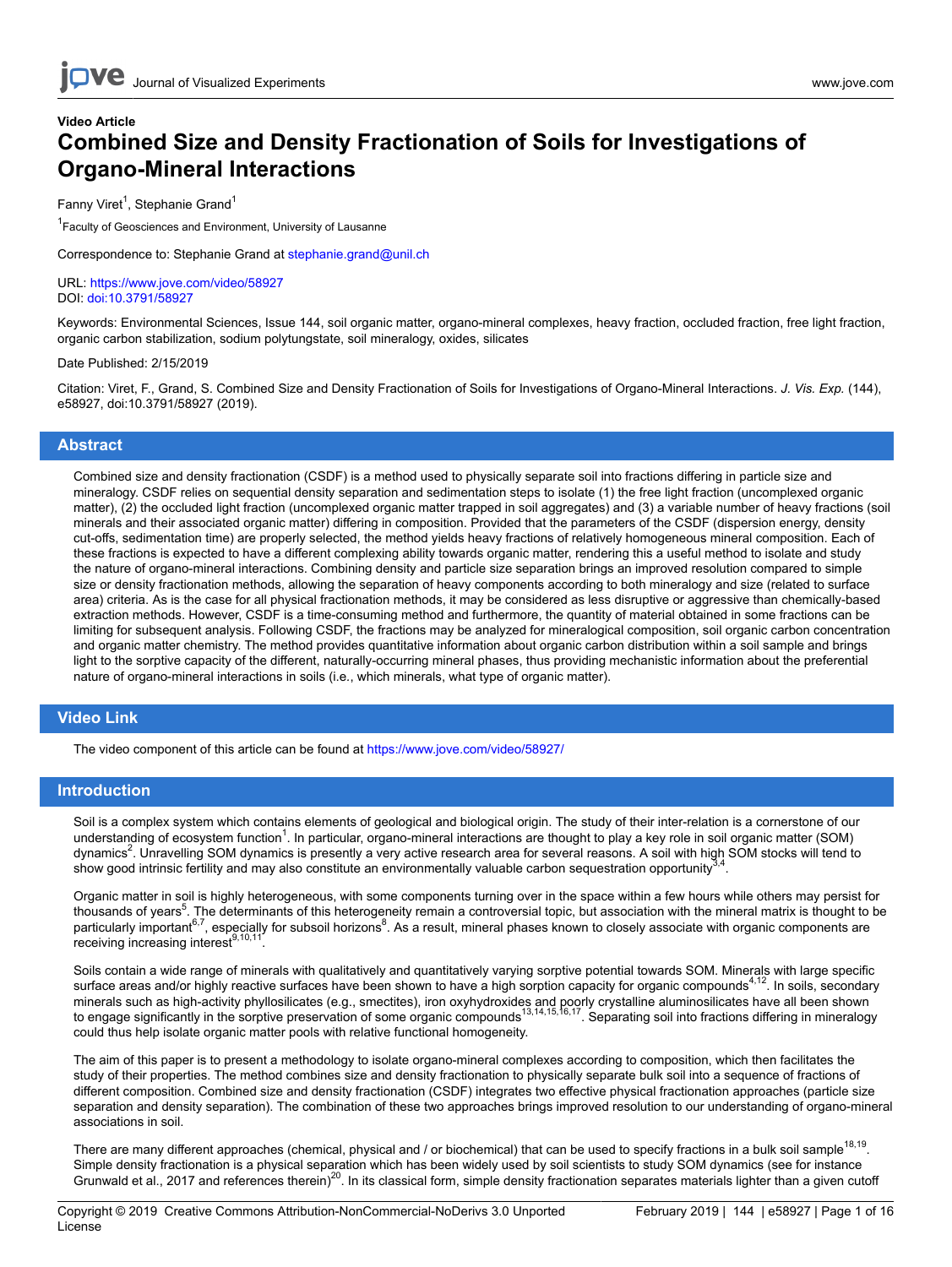**Video Article**

# Combined Size and Density Fractionation of Soils for Investigations of Organo-Mineral Interactions

Fanny Viret[1], Stephanie Grand[1]

[1]Faculty of Geosciences and Environment, University of Lausanne

Correspondence to: Stephanie Grand at stephanie.grand@unil.ch

URL: https://www.jove.com/video/58927
DOI: doi:10.3791/58927

Keywords: Environmental Sciences, Issue 144, soil organic matter, organo-mineral complexes, heavy fraction, occluded fraction, free light fraction, organic carbon stabilization, sodium polytungstate, soil mineralogy, oxides, silicates

Date Published: 2/15/2019

Citation: Viret, F., Grand, S. Combined Size and Density Fractionation of Soils for Investigations of Organo-Mineral Interactions. *J. Vis. Exp.* (144), e58927, doi:10.3791/58927 (2019).

## Abstract

Combined size and density fractionation (CSDF) is a method used to physically separate soil into fractions differing in particle size and mineralogy. CSDF relies on sequential density separation and sedimentation steps to isolate (1) the free light fraction (uncomplexed organic matter), (2) the occluded light fraction (uncomplexed organic matter trapped in soil aggregates) and (3) a variable number of heavy fractions (soil minerals and their associated organic matter) differing in composition. Provided that the parameters of the CSDF (dispersion energy, density cut-offs, sedimentation time) are properly selected, the method yields heavy fractions of relatively homogeneous mineral composition. Each of these fractions is expected to have a different complexing ability towards organic matter, rendering this a useful method to isolate and study the nature of organo-mineral interactions. Combining density and particle size separation brings an improved resolution compared to simple size or density fractionation methods, allowing the separation of heavy components according to both mineralogy and size (related to surface area) criteria. As is the case for all physical fractionation methods, it may be considered as less disruptive or aggressive than chemically-based extraction methods. However, CSDF is a time-consuming method and furthermore, the quantity of material obtained in some fractions can be limiting for subsequent analysis. Following CSDF, the fractions may be analyzed for mineralogical composition, soil organic carbon concentration and organic matter chemistry. The method provides quantitative information about organic carbon distribution within a soil sample and brings light to the sorptive capacity of the different, naturally-occurring mineral phases, thus providing mechanistic information about the preferential nature of organo-mineral interactions in soils (i.e., which minerals, what type of organic matter).

## Video Link

The video component of this article can be found at https://www.jove.com/video/58927/

## Introduction

Soil is a complex system which contains elements of geological and biological origin. The study of their inter-relation is a cornerstone of our understanding of ecosystem function[1]. In particular, organo-mineral interactions are thought to play a key role in soil organic matter (SOM) dynamics[2]. Unravelling SOM dynamics is presently a very active research area for several reasons. A soil with high SOM stocks will tend to show good intrinsic fertility and may also constitute an environmentally valuable carbon sequestration opportunity[3,4].

Organic matter in soil is highly heterogeneous, with some components turning over in the space within a few hours while others may persist for thousands of years[5]. The determinants of this heterogeneity remain a controversial topic, but association with the mineral matrix is thought to be particularly important[6,7], especially for subsoil horizons[8]. As a result, mineral phases known to closely associate with organic components are receiving increasing interest[9,10,11].

Soils contain a wide range of minerals with qualitatively and quantitatively varying sorptive potential towards SOM. Minerals with large specific surface areas and/or highly reactive surfaces have been shown to have a high sorption capacity for organic compounds[4,12]. In soils, secondary minerals such as high-activity phyllosilicates (e.g., smectites), iron oxyhydroxides and poorly crystalline aluminosilicates have all been shown to engage significantly in the sorptive preservation of some organic compounds[13,14,15,16,17]. Separating soil into fractions differing in mineralogy could thus help isolate organic matter pools with relative functional homogeneity.

The aim of this paper is to present a methodology to isolate organo-mineral complexes according to composition, which then facilitates the study of their properties. The method combines size and density fractionation to physically separate bulk soil into a sequence of fractions of different composition. Combined size and density fractionation (CSDF) integrates two effective physical fractionation approaches (particle size separation and density separation). The combination of these two approaches brings improved resolution to our understanding of organo-mineral associations in soil.

There are many different approaches (chemical, physical and / or biochemical) that can be used to specify fractions in a bulk soil sample[18,19]. Simple density fractionation is a physical separation which has been widely used by soil scientists to study SOM dynamics (see for instance Grunwald et al., 2017 and references therein)[20]. In its classical form, simple density fractionation separates materials lighter than a given cutoff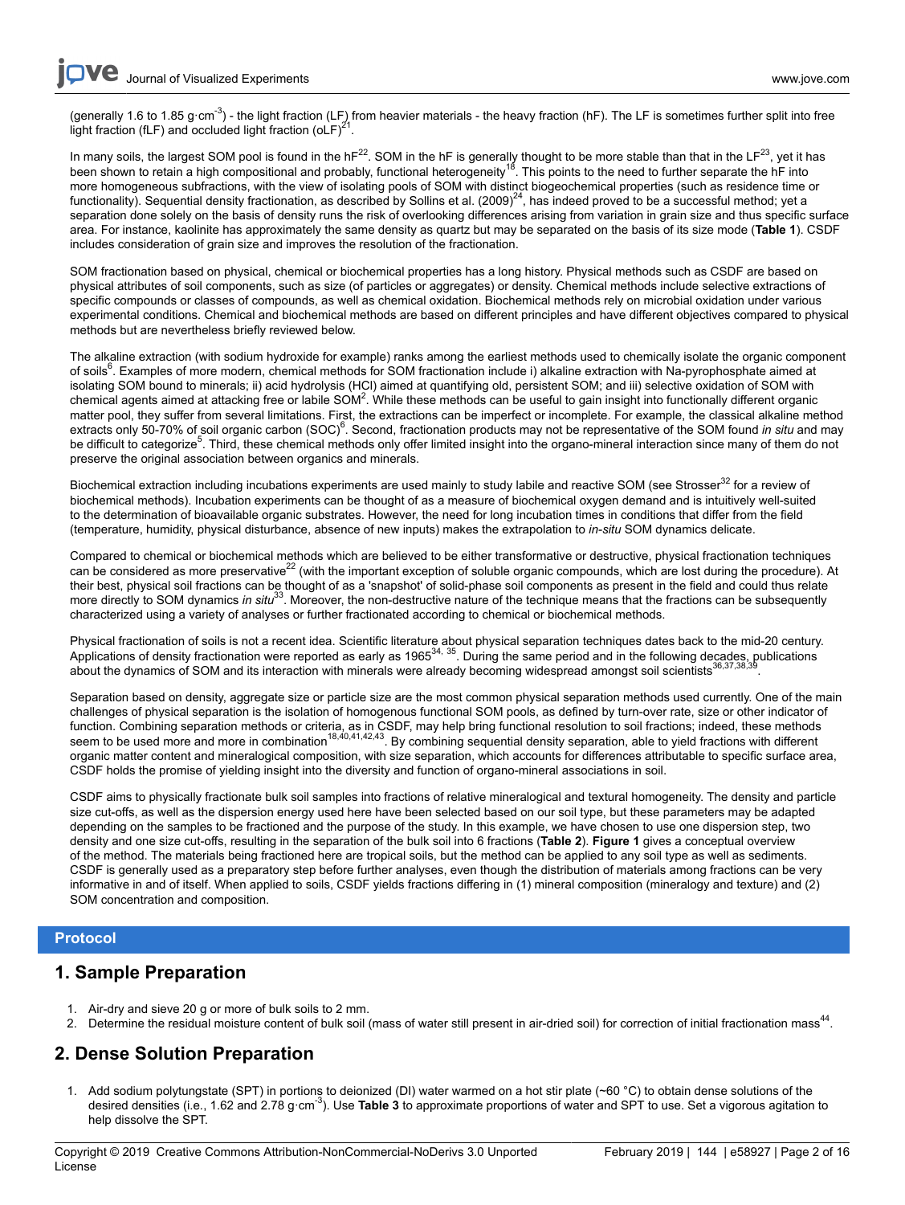(generally 1.6 to 1.85 g·cm$^{-3}$) - the light fraction (LF) from heavier materials - the heavy fraction (hF). The LF is sometimes further split into free light fraction (fLF) and occluded light fraction (oLF)[21].

In many soils, the largest SOM pool is found in the hF[22]. SOM in the hF is generally thought to be more stable than that in the LF[23], yet it has been shown to retain a high compositional and probably, functional heterogeneity[18]. This points to the need to further separate the hF into more homogeneous subfractions, with the view of isolating pools of SOM with distinct biogeochemical properties (such as residence time or functionality). Sequential density fractionation, as described by Sollins et al. (2009)[24], has indeed proved to be a successful method; yet a separation done solely on the basis of density runs the risk of overlooking differences arising from variation in grain size and thus specific surface area. For instance, kaolinite has approximately the same density as quartz but may be separated on the basis of its size mode (**Table 1**). CSDF includes consideration of grain size and improves the resolution of the fractionation.

SOM fractionation based on physical, chemical or biochemical properties has a long history. Physical methods such as CSDF are based on physical attributes of soil components, such as size (of particles or aggregates) or density. Chemical methods include selective extractions of specific compounds or classes of compounds, as well as chemical oxidation. Biochemical methods rely on microbial oxidation under various experimental conditions. Chemical and biochemical methods are based on different principles and have different objectives compared to physical methods but are nevertheless briefly reviewed below.

The alkaline extraction (with sodium hydroxide for example) ranks among the earliest methods used to chemically isolate the organic component of soils[6]. Examples of more modern, chemical methods for SOM fractionation include i) alkaline extraction with Na-pyrophosphate aimed at isolating SOM bound to minerals; ii) acid hydrolysis (HCl) aimed at quantifying old, persistent SOM; and iii) selective oxidation of SOM with chemical agents aimed at attacking free or labile SOM[2]. While these methods can be useful to gain insight into functionally different organic matter pool, they suffer from several limitations. First, the extractions can be imperfect or incomplete. For example, the classical alkaline method extracts only 50-70% of soil organic carbon (SOC)[6]. Second, fractionation products may not be representative of the SOM found *in situ* and may be difficult to categorize[5]. Third, these chemical methods only offer limited insight into the organo-mineral interaction since many of them do not preserve the original association between organics and minerals.

Biochemical extraction including incubations experiments are used mainly to study labile and reactive SOM (see Strosser[32] for a review of biochemical methods). Incubation experiments can be thought of as a measure of biochemical oxygen demand and is intuitively well-suited to the determination of bioavailable organic substrates. However, the need for long incubation times in conditions that differ from the field (temperature, humidity, physical disturbance, absence of new inputs) makes the extrapolation to *in-situ* SOM dynamics delicate.

Compared to chemical or biochemical methods which are believed to be either transformative or destructive, physical fractionation techniques can be considered as more preservative[22] (with the important exception of soluble organic compounds, which are lost during the procedure). At their best, physical soil fractions can be thought of as a 'snapshot' of solid-phase soil components as present in the field and could thus relate more directly to SOM dynamics *in situ*[33]. Moreover, the non-destructive nature of the technique means that the fractions can be subsequently characterized using a variety of analyses or further fractionated according to chemical or biochemical methods.

Physical fractionation of soils is not a recent idea. Scientific literature about physical separation techniques dates back to the mid-20 century. Applications of density fractionation were reported as early as 1965[34, 35]. During the same period and in the following decades, publications about the dynamics of SOM and its interaction with minerals were already becoming widespread amongst soil scientists[36,37,38,39].

Separation based on density, aggregate size or particle size are the most common physical separation methods used currently. One of the main challenges of physical separation is the isolation of homogenous functional SOM pools, as defined by turn-over rate, size or other indicator of function. Combining separation methods or criteria, as in CSDF, may help bring functional resolution to soil fractions; indeed, these methods seem to be used more and more in combination[18,40,41,42,43]. By combining sequential density separation, able to yield fractions with different organic matter content and mineralogical composition, with size separation, which accounts for differences attributable to specific surface area, CSDF holds the promise of yielding insight into the diversity and function of organo-mineral associations in soil.

CSDF aims to physically fractionate bulk soil samples into fractions of relative mineralogical and textural homogeneity. The density and particle size cut-offs, as well as the dispersion energy used here have been selected based on our soil type, but these parameters may be adapted depending on the samples to be fractioned and the purpose of the study. In this example, we have chosen to use one dispersion step, two density and one size cut-offs, resulting in the separation of the bulk soil into 6 fractions (**Table 2**). **Figure 1** gives a conceptual overview of the method. The materials being fractioned here are tropical soils, but the method can be applied to any soil type as well as sediments. CSDF is generally used as a preparatory step before further analyses, even though the distribution of materials among fractions can be very informative in and of itself. When applied to soils, CSDF yields fractions differing in (1) mineral composition (mineralogy and texture) and (2) SOM concentration and composition.

## Protocol

## 1. Sample Preparation

1. Air-dry and sieve 20 g or more of bulk soils to 2 mm.
2. Determine the residual moisture content of bulk soil (mass of water still present in air-dried soil) for correction of initial fractionation mass[44].

## 2. Dense Solution Preparation

1. Add sodium polytungstate (SPT) in portions to deionized (DI) water warmed on a hot stir plate (~60 °C) to obtain dense solutions of the desired densities (i.e., 1.62 and 2.78 g·cm$^{-3}$). Use **Table 3** to approximate proportions of water and SPT to use. Set a vigorous agitation to help dissolve the SPT.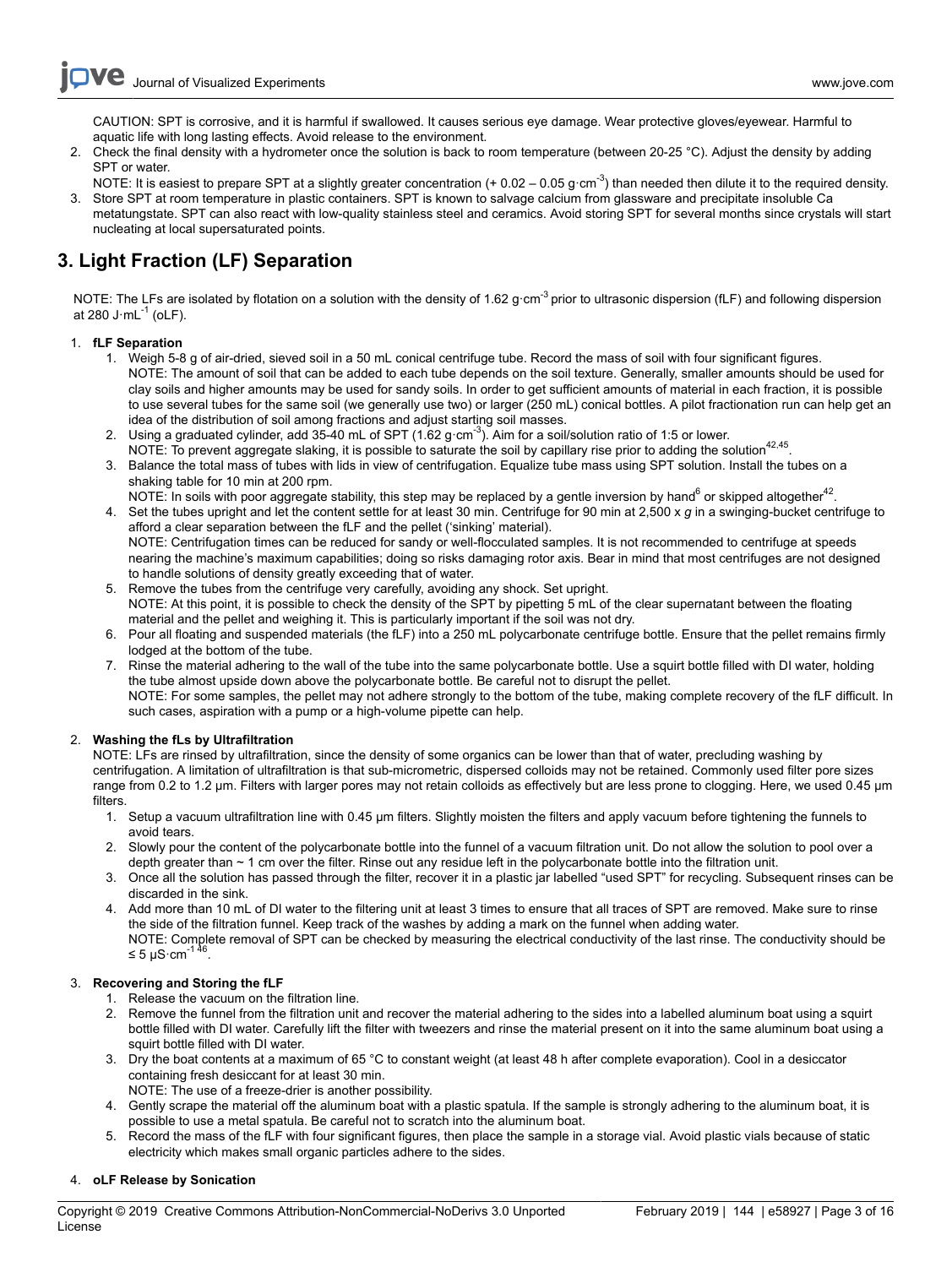CAUTION: SPT is corrosive, and it is harmful if swallowed. It causes serious eye damage. Wear protective gloves/eyewear. Harmful to aquatic life with long lasting effects. Avoid release to the environment.

2. Check the final density with a hydrometer once the solution is back to room temperature (between 20-25 °C). Adjust the density by adding SPT or water.
   NOTE: It is easiest to prepare SPT at a slightly greater concentration (+ 0.02 – 0.05 g·cm$^{-3}$) than needed then dilute it to the required density.
3. Store SPT at room temperature in plastic containers. SPT is known to salvage calcium from glassware and precipitate insoluble Ca metatungstate. SPT can also react with low-quality stainless steel and ceramics. Avoid storing SPT for several months since crystals will start nucleating at local supersaturated points.

## 3. Light Fraction (LF) Separation

NOTE: The LFs are isolated by flotation on a solution with the density of 1.62 g·cm$^{-3}$ prior to ultrasonic dispersion (fLF) and following dispersion at 280 J·mL$^{-1}$ (oLF).

1. **fLF Separation**
   1. Weigh 5-8 g of air-dried, sieved soil in a 50 mL conical centrifuge tube. Record the mass of soil with four significant figures.
      NOTE: The amount of soil that can be added to each tube depends on the soil texture. Generally, smaller amounts should be used for clay soils and higher amounts may be used for sandy soils. In order to get sufficient amounts of material in each fraction, it is possible to use several tubes for the same soil (we generally use two) or larger (250 mL) conical bottles. A pilot fractionation run can help get an idea of the distribution of soil among fractions and adjust starting soil masses.
   2. Using a graduated cylinder, add 35-40 mL of SPT (1.62 g·cm$^{-3}$). Aim for a soil/solution ratio of 1:5 or lower.
      NOTE: To prevent aggregate slaking, it is possible to saturate the soil by capillary rise prior to adding the solution[42,45].
   3. Balance the total mass of tubes with lids in view of centrifugation. Equalize tube mass using SPT solution. Install the tubes on a shaking table for 10 min at 200 rpm.
      NOTE: In soils with poor aggregate stability, this step may be replaced by a gentle inversion by hand[6] or skipped altogether[42].
   4. Set the tubes upright and let the content settle for at least 30 min. Centrifuge for 90 min at 2,500 x *g* in a swinging-bucket centrifuge to afford a clear separation between the fLF and the pellet ('sinking' material).
      NOTE: Centrifugation times can be reduced for sandy or well-flocculated samples. It is not recommended to centrifuge at speeds nearing the machine's maximum capabilities; doing so risks damaging rotor axis. Bear in mind that most centrifuges are not designed to handle solutions of density greatly exceeding that of water.
   5. Remove the tubes from the centrifuge very carefully, avoiding any shock. Set upright.
      NOTE: At this point, it is possible to check the density of the SPT by pipetting 5 mL of the clear supernatant between the floating material and the pellet and weighing it. This is particularly important if the soil was not dry.
   6. Pour all floating and suspended materials (the fLF) into a 250 mL polycarbonate centrifuge bottle. Ensure that the pellet remains firmly lodged at the bottom of the tube.
   7. Rinse the material adhering to the wall of the tube into the same polycarbonate bottle. Use a squirt bottle filled with DI water, holding the tube almost upside down above the polycarbonate bottle. Be careful not to disrupt the pellet.
      NOTE: For some samples, the pellet may not adhere strongly to the bottom of the tube, making complete recovery of the fLF difficult. In such cases, aspiration with a pump or a high-volume pipette can help.

2. **Washing the fLs by Ultrafiltration**
   NOTE: LFs are rinsed by ultrafiltration, since the density of some organics can be lower than that of water, precluding washing by centrifugation. A limitation of ultrafiltration is that sub-micrometric, dispersed colloids may not be retained. Commonly used filter pore sizes range from 0.2 to 1.2 µm. Filters with larger pores may not retain colloids as effectively but are less prone to clogging. Here, we used 0.45 µm filters.
   1. Setup a vacuum ultrafiltration line with 0.45 µm filters. Slightly moisten the filters and apply vacuum before tightening the funnels to avoid tears.
   2. Slowly pour the content of the polycarbonate bottle into the funnel of a vacuum filtration unit. Do not allow the solution to pool over a depth greater than ~ 1 cm over the filter. Rinse out any residue left in the polycarbonate bottle into the filtration unit.
   3. Once all the solution has passed through the filter, recover it in a plastic jar labelled "used SPT" for recycling. Subsequent rinses can be discarded in the sink.
   4. Add more than 10 mL of DI water to the filtering unit at least 3 times to ensure that all traces of SPT are removed. Make sure to rinse the side of the filtration funnel. Keep track of the washes by adding a mark on the funnel when adding water.
      NOTE: Complete removal of SPT can be checked by measuring the electrical conductivity of the last rinse. The conductivity should be ≤ 5 µS·cm$^{-1}$[46].

3. **Recovering and Storing the fLF**
   1. Release the vacuum on the filtration line.
   2. Remove the funnel from the filtration unit and recover the material adhering to the sides into a labelled aluminum boat using a squirt bottle filled with DI water. Carefully lift the filter with tweezers and rinse the material present on it into the same aluminum boat using a squirt bottle filled with DI water.
   3. Dry the boat contents at a maximum of 65 °C to constant weight (at least 48 h after complete evaporation). Cool in a desiccator containing fresh desiccant for at least 30 min.
      NOTE: The use of a freeze-drier is another possibility.
   4. Gently scrape the material off the aluminum boat with a plastic spatula. If the sample is strongly adhering to the aluminum boat, it is possible to use a metal spatula. Be careful not to scratch into the aluminum boat.
   5. Record the mass of the fLF with four significant figures, then place the sample in a storage vial. Avoid plastic vials because of static electricity which makes small organic particles adhere to the sides.

4. **oLF Release by Sonication**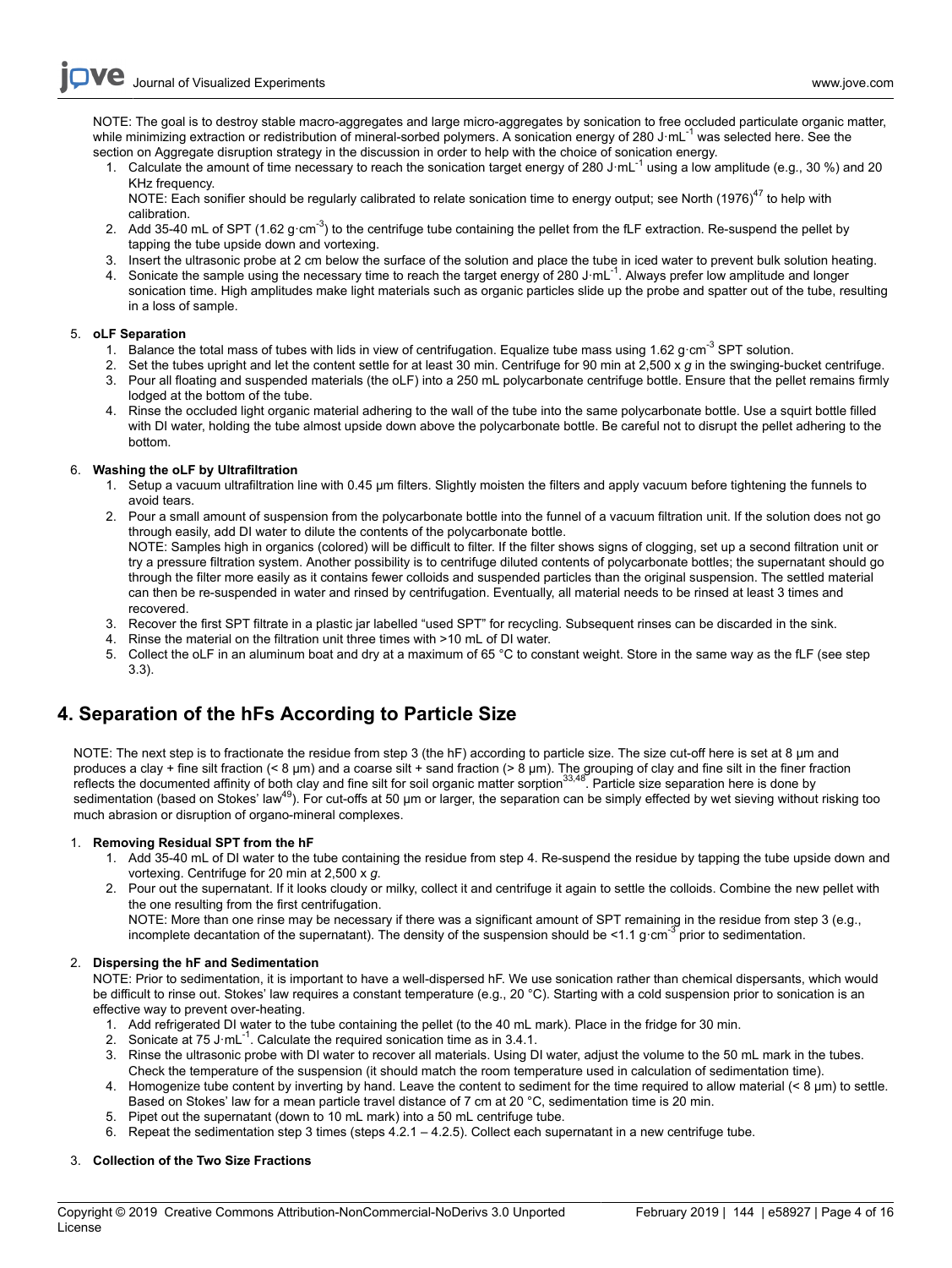NOTE: The goal is to destroy stable macro-aggregates and large micro-aggregates by sonication to free occluded particulate organic matter, while minimizing extraction or redistribution of mineral-sorbed polymers. A sonication energy of 280 $J \cdot mL^{-1}$ was selected here. See the section on Aggregate disruption strategy in the discussion in order to help with the choice of sonication energy.

1. Calculate the amount of time necessary to reach the sonication target energy of 280 $J \cdot mL^{-1}$ using a low amplitude (e.g., 30 %) and 20 KHz frequency.
   NOTE: Each sonifier should be regularly calibrated to relate sonication time to energy output; see North (1976)[47] to help with calibration.
2. Add 35-40 mL of SPT (1.62 $g \cdot cm^{-3}$) to the centrifuge tube containing the pellet from the fLF extraction. Re-suspend the pellet by tapping the tube upside down and vortexing.
3. Insert the ultrasonic probe at 2 cm below the surface of the solution and place the tube in iced water to prevent bulk solution heating.
4. Sonicate the sample using the necessary time to reach the target energy of 280 $J \cdot mL^{-1}$. Always prefer low amplitude and longer sonication time. High amplitudes make light materials such as organic particles slide up the probe and spatter out of the tube, resulting in a loss of sample.

5. **oLF Separation**
   1. Balance the total mass of tubes with lids in view of centrifugation. Equalize tube mass using 1.62 $g \cdot cm^{-3}$ SPT solution.
   2. Set the tubes upright and let the content settle for at least 30 min. Centrifuge for 90 min at 2,500 x *g* in the swinging-bucket centrifuge.
   3. Pour all floating and suspended materials (the oLF) into a 250 mL polycarbonate centrifuge bottle. Ensure that the pellet remains firmly lodged at the bottom of the tube.
   4. Rinse the occluded light organic material adhering to the wall of the tube into the same polycarbonate bottle. Use a squirt bottle filled with DI water, holding the tube almost upside down above the polycarbonate bottle. Be careful not to disrupt the pellet adhering to the bottom.

6. **Washing the oLF by Ultrafiltration**
   1. Setup a vacuum ultrafiltration line with 0.45 µm filters. Slightly moisten the filters and apply vacuum before tightening the funnels to avoid tears.
   2. Pour a small amount of suspension from the polycarbonate bottle into the funnel of a vacuum filtration unit. If the solution does not go through easily, add DI water to dilute the contents of the polycarbonate bottle.
      NOTE: Samples high in organics (colored) will be difficult to filter. If the filter shows signs of clogging, set up a second filtration unit or try a pressure filtration system. Another possibility is to centrifuge diluted contents of polycarbonate bottles; the supernatant should go through the filter more easily as it contains fewer colloids and suspended particles than the original suspension. The settled material can then be re-suspended in water and rinsed by centrifugation. Eventually, all material needs to be rinsed at least 3 times and recovered.
   3. Recover the first SPT filtrate in a plastic jar labelled "used SPT" for recycling. Subsequent rinses can be discarded in the sink.
   4. Rinse the material on the filtration unit three times with >10 mL of DI water.
   5. Collect the oLF in an aluminum boat and dry at a maximum of 65 °C to constant weight. Store in the same way as the fLF (see step 3.3).

## 4. Separation of the hFs According to Particle Size

NOTE: The next step is to fractionate the residue from step 3 (the hF) according to particle size. The size cut-off here is set at 8 µm and produces a clay + fine silt fraction (< 8 µm) and a coarse silt + sand fraction (> 8 µm). The grouping of clay and fine silt in the finer fraction reflects the documented affinity of both clay and fine silt for soil organic matter sorption[33,48]. Particle size separation here is done by sedimentation (based on Stokes' law[49]). For cut-offs at 50 µm or larger, the separation can be simply effected by wet sieving without risking too much abrasion or disruption of organo-mineral complexes.

1. **Removing Residual SPT from the hF**
   1. Add 35-40 mL of DI water to the tube containing the residue from step 4. Re-suspend the residue by tapping the tube upside down and vortexing. Centrifuge for 20 min at 2,500 x *g*.
   2. Pour out the supernatant. If it looks cloudy or milky, collect it and centrifuge it again to settle the colloids. Combine the new pellet with the one resulting from the first centrifugation.
      NOTE: More than one rinse may be necessary if there was a significant amount of SPT remaining in the residue from step 3 (e.g., incomplete decantation of the supernatant). The density of the suspension should be <1.1 $g \cdot cm^{-3}$ prior to sedimentation.

2. **Dispersing the hF and Sedimentation**
   NOTE: Prior to sedimentation, it is important to have a well-dispersed hF. We use sonication rather than chemical dispersants, which would be difficult to rinse out. Stokes' law requires a constant temperature (e.g., 20 °C). Starting with a cold suspension prior to sonication is an effective way to prevent over-heating.
   1. Add refrigerated DI water to the tube containing the pellet (to the 40 mL mark). Place in the fridge for 30 min.
   2. Sonicate at 75 $J \cdot mL^{-1}$. Calculate the required sonication time as in 3.4.1.
   3. Rinse the ultrasonic probe with DI water to recover all materials. Using DI water, adjust the volume to the 50 mL mark in the tubes. Check the temperature of the suspension (it should match the room temperature used in calculation of sedimentation time).
   4. Homogenize tube content by inverting by hand. Leave the content to sediment for the time required to allow material (< 8 µm) to settle. Based on Stokes' law for a mean particle travel distance of 7 cm at 20 °C, sedimentation time is 20 min.
   5. Pipet out the supernatant (down to 10 mL mark) into a 50 mL centrifuge tube.
   6. Repeat the sedimentation step 3 times (steps 4.2.1 – 4.2.5). Collect each supernatant in a new centrifuge tube.

3. **Collection of the Two Size Fractions**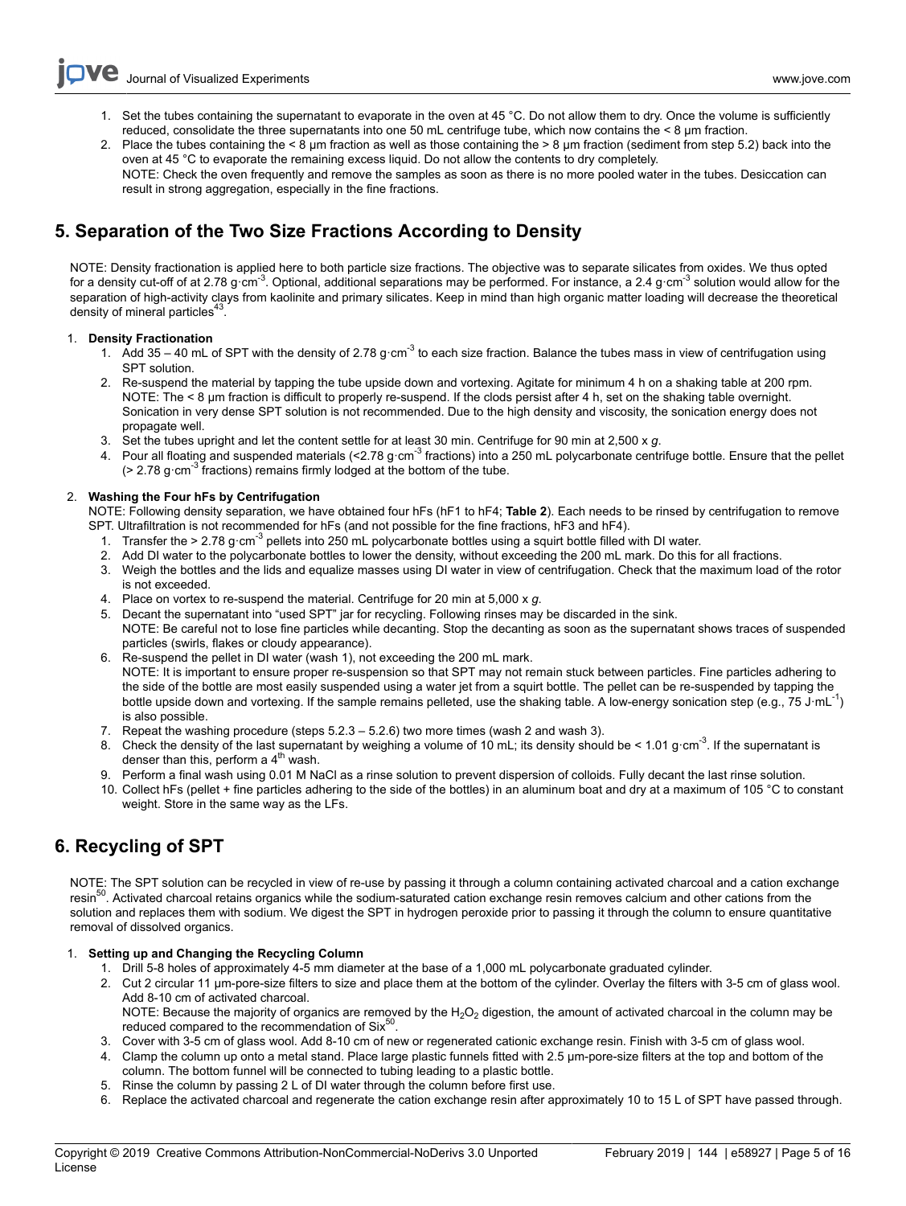1. Set the tubes containing the supernatant to evaporate in the oven at 45 °C. Do not allow them to dry. Once the volume is sufficiently reduced, consolidate the three supernatants into one 50 mL centrifuge tube, which now contains the < 8 µm fraction.
2. Place the tubes containing the < 8 µm fraction as well as those containing the > 8 µm fraction (sediment from step 5.2) back into the oven at 45 °C to evaporate the remaining excess liquid. Do not allow the contents to dry completely.
   NOTE: Check the oven frequently and remove the samples as soon as there is no more pooled water in the tubes. Desiccation can result in strong aggregation, especially in the fine fractions.

## 5. Separation of the Two Size Fractions According to Density

NOTE: Density fractionation is applied here to both particle size fractions. The objective was to separate silicates from oxides. We thus opted for a density cut-off of at 2.78 g·cm$^{-3}$. Optional, additional separations may be performed. For instance, a 2.4 g·cm$^{-3}$ solution would allow for the separation of high-activity clays from kaolinite and primary silicates. Keep in mind than high organic matter loading will decrease the theoretical density of mineral particles[43].

1. **Density Fractionation**
   1. Add 35 – 40 mL of SPT with the density of 2.78 g·cm$^{-3}$ to each size fraction. Balance the tubes mass in view of centrifugation using SPT solution.
   2. Re-suspend the material by tapping the tube upside down and vortexing. Agitate for minimum 4 h on a shaking table at 200 rpm.
      NOTE: The < 8 µm fraction is difficult to properly re-suspend. If the clods persist after 4 h, set on the shaking table overnight. Sonication in very dense SPT solution is not recommended. Due to the high density and viscosity, the sonication energy does not propagate well.
   3. Set the tubes upright and let the content settle for at least 30 min. Centrifuge for 90 min at 2,500 x *g*.
   4. Pour all floating and suspended materials (<2.78 g·cm$^{-3}$ fractions) into a 250 mL polycarbonate centrifuge bottle. Ensure that the pellet (> 2.78 g·cm$^{-3}$ fractions) remains firmly lodged at the bottom of the tube.
2. **Washing the Four hFs by Centrifugation**
   NOTE: Following density separation, we have obtained four hFs (hF1 to hF4; **Table 2**). Each needs to be rinsed by centrifugation to remove SPT. Ultrafiltration is not recommended for hFs (and not possible for the fine fractions, hF3 and hF4).
   1. Transfer the > 2.78 g·cm$^{-3}$ pellets into 250 mL polycarbonate bottles using a squirt bottle filled with DI water.
   2. Add DI water to the polycarbonate bottles to lower the density, without exceeding the 200 mL mark. Do this for all fractions.
   3. Weigh the bottles and the lids and equalize masses using DI water in view of centrifugation. Check that the maximum load of the rotor is not exceeded.
   4. Place on vortex to re-suspend the material. Centrifuge for 20 min at 5,000 x *g*.
   5. Decant the supernatant into "used SPT" jar for recycling. Following rinses may be discarded in the sink.
      NOTE: Be careful not to lose fine particles while decanting. Stop the decanting as soon as the supernatant shows traces of suspended particles (swirls, flakes or cloudy appearance).
   6. Re-suspend the pellet in DI water (wash 1), not exceeding the 200 mL mark.
      NOTE: It is important to ensure proper re-suspension so that SPT may not remain stuck between particles. Fine particles adhering to the side of the bottle are most easily suspended using a water jet from a squirt bottle. The pellet can be re-suspended by tapping the bottle upside down and vortexing. If the sample remains pelleted, use the shaking table. A low-energy sonication step (e.g., 75 J·mL$^{-1}$) is also possible.
   7. Repeat the washing procedure (steps 5.2.3 – 5.2.6) two more times (wash 2 and wash 3).
   8. Check the density of the last supernatant by weighing a volume of 10 mL; its density should be < 1.01 g·cm$^{-3}$. If the supernatant is denser than this, perform a 4$^{th}$ wash.
   9. Perform a final wash using 0.01 M NaCl as a rinse solution to prevent dispersion of colloids. Fully decant the last rinse solution.
   10. Collect hFs (pellet + fine particles adhering to the side of the bottles) in an aluminum boat and dry at a maximum of 105 °C to constant weight. Store in the same way as the LFs.

## 6. Recycling of SPT

NOTE: The SPT solution can be recycled in view of re-use by passing it through a column containing activated charcoal and a cation exchange resin[50]. Activated charcoal retains organics while the sodium-saturated cation exchange resin removes calcium and other cations from the solution and replaces them with sodium. We digest the SPT in hydrogen peroxide prior to passing it through the column to ensure quantitative removal of dissolved organics.

1. **Setting up and Changing the Recycling Column**
   1. Drill 5-8 holes of approximately 4-5 mm diameter at the base of a 1,000 mL polycarbonate graduated cylinder.
   2. Cut 2 circular 11 µm-pore-size filters to size and place them at the bottom of the cylinder. Overlay the filters with 3-5 cm of glass wool. Add 8-10 cm of activated charcoal.
      NOTE: Because the majority of organics are removed by the $H_2O_2$ digestion, the amount of activated charcoal in the column may be reduced compared to the recommendation of Six[50].
   3. Cover with 3-5 cm of glass wool. Add 8-10 cm of new or regenerated cationic exchange resin. Finish with 3-5 cm of glass wool.
   4. Clamp the column up onto a metal stand. Place large plastic funnels fitted with 2.5 µm-pore-size filters at the top and bottom of the column. The bottom funnel will be connected to tubing leading to a plastic bottle.
   5. Rinse the column by passing 2 L of DI water through the column before first use.
   6. Replace the activated charcoal and regenerate the cation exchange resin after approximately 10 to 15 L of SPT have passed through.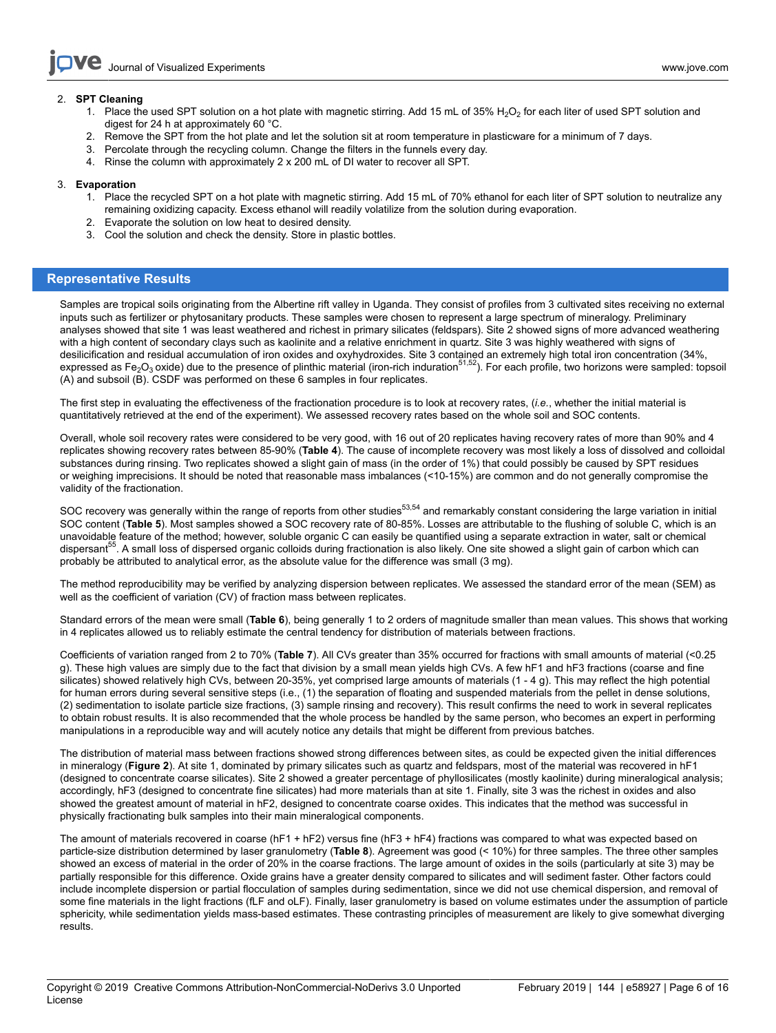2. **SPT Cleaning**
    1. Place the used SPT solution on a hot plate with magnetic stirring. Add 15 mL of 35% $H_2O_2$ for each liter of used SPT solution and digest for 24 h at approximately 60 °C.
    2. Remove the SPT from the hot plate and let the solution sit at room temperature in plasticware for a minimum of 7 days.
    3. Percolate through the recycling column. Change the filters in the funnels every day.
    4. Rinse the column with approximately 2 x 200 mL of DI water to recover all SPT.

3. **Evaporation**
    1. Place the recycled SPT on a hot plate with magnetic stirring. Add 15 mL of 70% ethanol for each liter of SPT solution to neutralize any remaining oxidizing capacity. Excess ethanol will readily volatilize from the solution during evaporation.
    2. Evaporate the solution on low heat to desired density.
    3. Cool the solution and check the density. Store in plastic bottles.

## Representative Results

Samples are tropical soils originating from the Albertine rift valley in Uganda. They consist of profiles from 3 cultivated sites receiving no external inputs such as fertilizer or phytosanitary products. These samples were chosen to represent a large spectrum of mineralogy. Preliminary analyses showed that site 1 was least weathered and richest in primary silicates (feldspars). Site 2 showed signs of more advanced weathering with a high content of secondary clays such as kaolinite and a relative enrichment in quartz. Site 3 was highly weathered with signs of desilicification and residual accumulation of iron oxides and oxyhydroxides. Site 3 contained an extremely high total iron concentration (34%, expressed as $Fe_2O_3$ oxide) due to the presence of plinthic material (iron-rich induration[51,52]). For each profile, two horizons were sampled: topsoil (A) and subsoil (B). CSDF was performed on these 6 samples in four replicates.

The first step in evaluating the effectiveness of the fractionation procedure is to look at recovery rates, (*i.e.*, whether the initial material is quantitatively retrieved at the end of the experiment). We assessed recovery rates based on the whole soil and SOC contents.

Overall, whole soil recovery rates were considered to be very good, with 16 out of 20 replicates having recovery rates of more than 90% and 4 replicates showing recovery rates between 85-90% (**Table 4**). The cause of incomplete recovery was most likely a loss of dissolved and colloidal substances during rinsing. Two replicates showed a slight gain of mass (in the order of 1%) that could possibly be caused by SPT residues or weighing imprecisions. It should be noted that reasonable mass imbalances (<10-15%) are common and do not generally compromise the validity of the fractionation.

SOC recovery was generally within the range of reports from other studies[53,54] and remarkably constant considering the large variation in initial SOC content (**Table 5**). Most samples showed a SOC recovery rate of 80-85%. Losses are attributable to the flushing of soluble C, which is an unavoidable feature of the method; however, soluble organic C can easily be quantified using a separate extraction in water, salt or chemical dispersant[55]. A small loss of dispersed organic colloids during fractionation is also likely. One site showed a slight gain of carbon which can probably be attributed to analytical error, as the absolute value for the difference was small (3 mg).

The method reproducibility may be verified by analyzing dispersion between replicates. We assessed the standard error of the mean (SEM) as well as the coefficient of variation (CV) of fraction mass between replicates.

Standard errors of the mean were small (**Table 6**), being generally 1 to 2 orders of magnitude smaller than mean values. This shows that working in 4 replicates allowed us to reliably estimate the central tendency for distribution of materials between fractions.

Coefficients of variation ranged from 2 to 70% (**Table 7**). All CVs greater than 35% occurred for fractions with small amounts of material (<0.25 g). These high values are simply due to the fact that division by a small mean yields high CVs. A few hF1 and hF3 fractions (coarse and fine silicates) showed relatively high CVs, between 20-35%, yet comprised large amounts of materials (1 - 4 g). This may reflect the high potential for human errors during several sensitive steps (i.e., (1) the separation of floating and suspended materials from the pellet in dense solutions, (2) sedimentation to isolate particle size fractions, (3) sample rinsing and recovery). This result confirms the need to work in several replicates to obtain robust results. It is also recommended that the whole process be handled by the same person, who becomes an expert in performing manipulations in a reproducible way and will acutely notice any details that might be different from previous batches.

The distribution of material mass between fractions showed strong differences between sites, as could be expected given the initial differences in mineralogy (**Figure 2**). At site 1, dominated by primary silicates such as quartz and feldspars, most of the material was recovered in hF1 (designed to concentrate coarse silicates). Site 2 showed a greater percentage of phyllosilicates (mostly kaolinite) during mineralogical analysis; accordingly, hF3 (designed to concentrate fine silicates) had more materials than at site 1. Finally, site 3 was the richest in oxides and also showed the greatest amount of material in hF2, designed to concentrate coarse oxides. This indicates that the method was successful in physically fractionating bulk samples into their main mineralogical components.

The amount of materials recovered in coarse (hF1 + hF2) versus fine (hF3 + hF4) fractions was compared to what was expected based on particle-size distribution determined by laser granulometry (**Table 8**). Agreement was good (< 10%) for three samples. The three other samples showed an excess of material in the order of 20% in the coarse fractions. The large amount of oxides in the soils (particularly at site 3) may be partially responsible for this difference. Oxide grains have a greater density compared to silicates and will sediment faster. Other factors could include incomplete dispersion or partial flocculation of samples during sedimentation, since we did not use chemical dispersion, and removal of some fine materials in the light fractions (fLF and oLF). Finally, laser granulometry is based on volume estimates under the assumption of particle sphericity, while sedimentation yields mass-based estimates. These contrasting principles of measurement are likely to give somewhat diverging results.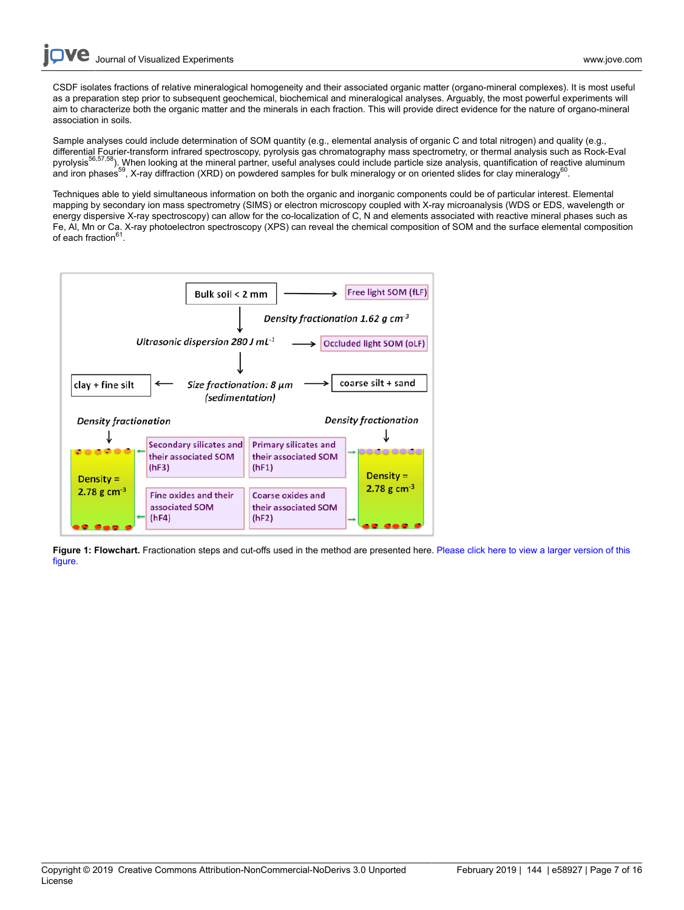CSDF isolates fractions of relative mineralogical homogeneity and their associated organic matter (organo-mineral complexes). It is most useful as a preparation step prior to subsequent geochemical, biochemical and mineralogical analyses. Arguably, the most powerful experiments will aim to characterize both the organic matter and the minerals in each fraction. This will provide direct evidence for the nature of organo-mineral association in soils.

Sample analyses could include determination of SOM quantity (e.g., elemental analysis of organic C and total nitrogen) and quality (e.g., differential Fourier-transform infrared spectroscopy, pyrolysis gas chromatography mass spectrometry, or thermal analysis such as Rock-Eval pyrolysis[56,57,58]). When looking at the mineral partner, useful analyses could include particle size analysis, quantification of reactive aluminum and iron phases[59], X-ray diffraction (XRD) on powdered samples for bulk mineralogy or on oriented slides for clay mineralogy[60].

Techniques able to yield simultaneous information on both the organic and inorganic components could be of particular interest. Elemental mapping by secondary ion mass spectrometry (SIMS) or electron microscopy coupled with X-ray microanalysis (WDS or EDS, wavelength or energy dispersive X-ray spectroscopy) can allow for the co-localization of C, N and elements associated with reactive mineral phases such as Fe, Al, Mn or Ca. X-ray photoelectron spectroscopy (XPS) can reveal the chemical composition of SOM and the surface elemental composition of each fraction[61].

**Figure 1: Flowchart.** Fractionation steps and cut-offs used in the method are presented here. Please click here to view a larger version of this figure.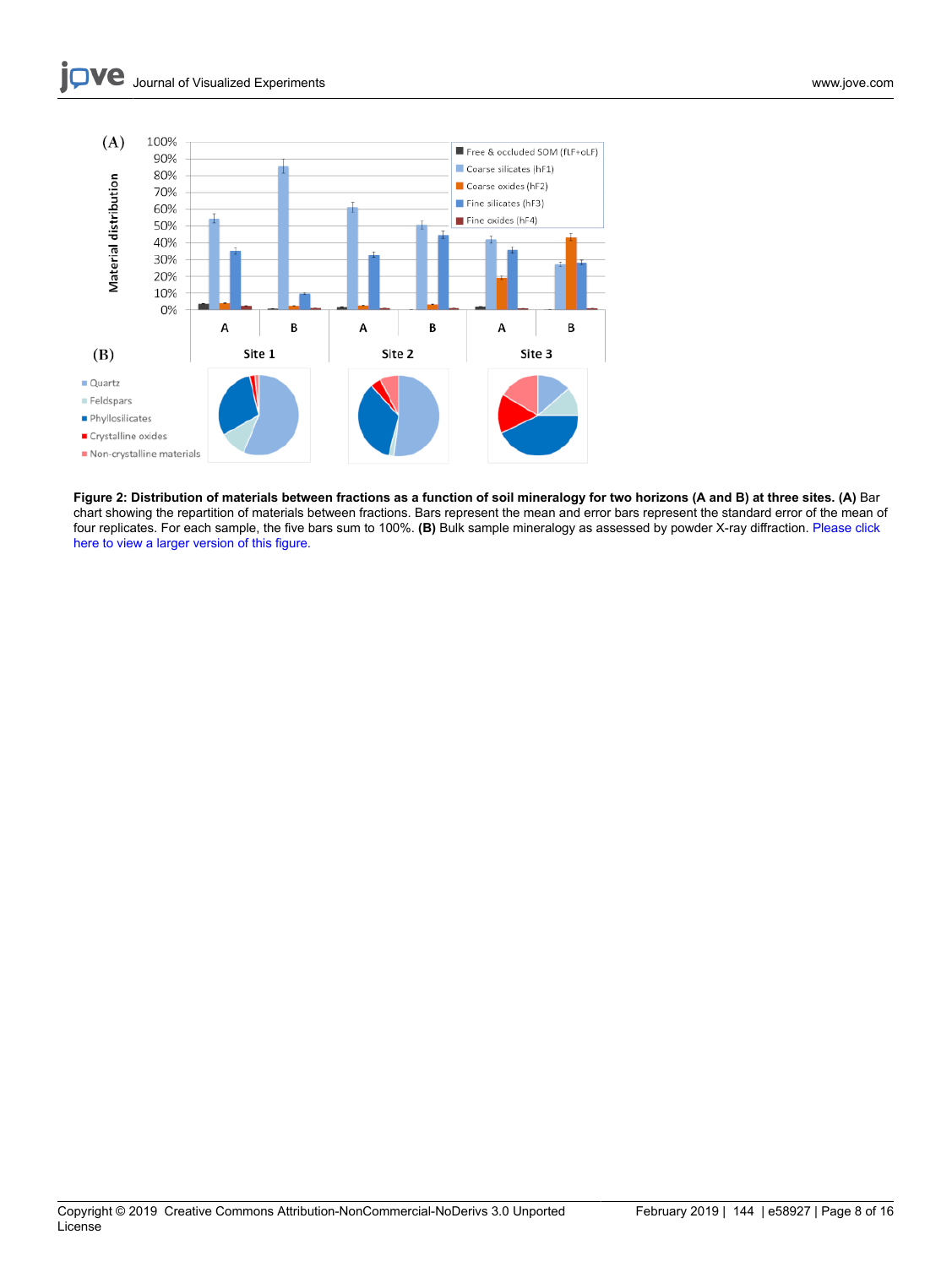**Figure 2: Distribution of materials between fractions as a function of soil mineralogy for two horizons (A and B) at three sites. (A)** Bar chart showing the repartition of materials between fractions. Bars represent the mean and error bars represent the standard error of the mean of four replicates. For each sample, the five bars sum to 100%. **(B)** Bulk sample mineralogy as assessed by powder X-ray diffraction. Please click here to view a larger version of this figure.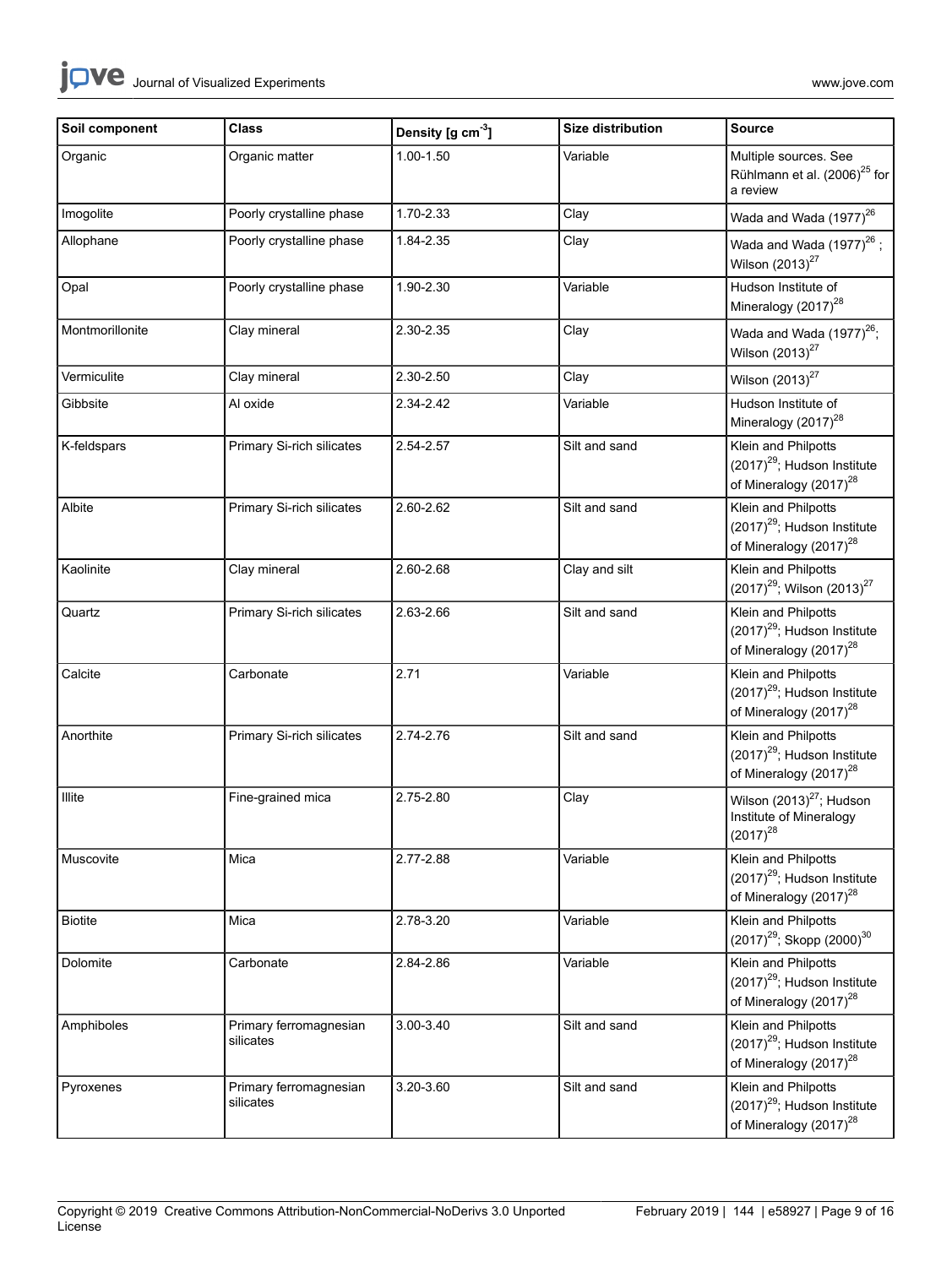| Soil component | Class | Density [g $cm^{-3}$] | Size distribution | Source |
|---|---|---|---|---|
| Organic | Organic matter | 1.00-1.50 | Variable | Multiple sources. See Rühlmann et al. (2006)[25] for a review |
| Imogolite | Poorly crystalline phase | 1.70-2.33 | Clay | Wada and Wada (1977)[26] |
| Allophane | Poorly crystalline phase | 1.84-2.35 | Clay | Wada and Wada (1977)[26] ; Wilson (2013)[27] |
| Opal | Poorly crystalline phase | 1.90-2.30 | Variable | Hudson Institute of Mineralogy (2017)[28] |
| Montmorillonite | Clay mineral | 2.30-2.35 | Clay | Wada and Wada (1977)[26]; Wilson (2013)[27] |
| Vermiculite | Clay mineral | 2.30-2.50 | Clay | Wilson (2013)[27] |
| Gibbsite | Al oxide | 2.34-2.42 | Variable | Hudson Institute of Mineralogy (2017)[28] |
| K-feldspars | Primary Si-rich silicates | 2.54-2.57 | Silt and sand | Klein and Philpotts (2017)[29]; Hudson Institute of Mineralogy (2017)[28] |
| Albite | Primary Si-rich silicates | 2.60-2.62 | Silt and sand | Klein and Philpotts (2017)[29]; Hudson Institute of Mineralogy (2017)[28] |
| Kaolinite | Clay mineral | 2.60-2.68 | Clay and silt | Klein and Philpotts (2017)[29]; Wilson (2013)[27] |
| Quartz | Primary Si-rich silicates | 2.63-2.66 | Silt and sand | Klein and Philpotts (2017)[29]; Hudson Institute of Mineralogy (2017)[28] |
| Calcite | Carbonate | 2.71 | Variable | Klein and Philpotts (2017)[29]; Hudson Institute of Mineralogy (2017)[28] |
| Anorthite | Primary Si-rich silicates | 2.74-2.76 | Silt and sand | Klein and Philpotts (2017)[29]; Hudson Institute of Mineralogy (2017)[28] |
| Illite | Fine-grained mica | 2.75-2.80 | Clay | Wilson (2013)[27]; Hudson Institute of Mineralogy (2017)[28] |
| Muscovite | Mica | 2.77-2.88 | Variable | Klein and Philpotts (2017)[29]; Hudson Institute of Mineralogy (2017)[28] |
| Biotite | Mica | 2.78-3.20 | Variable | Klein and Philpotts (2017)[29]; Skopp (2000)[30] |
| Dolomite | Carbonate | 2.84-2.86 | Variable | Klein and Philpotts (2017)[29]; Hudson Institute of Mineralogy (2017)[28] |
| Amphiboles | Primary ferromagnesian silicates | 3.00-3.40 | Silt and sand | Klein and Philpotts (2017)[29]; Hudson Institute of Mineralogy (2017)[28] |
| Pyroxenes | Primary ferromagnesian silicates | 3.20-3.60 | Silt and sand | Klein and Philpotts (2017)[29]; Hudson Institute of Mineralogy (2017)[28] |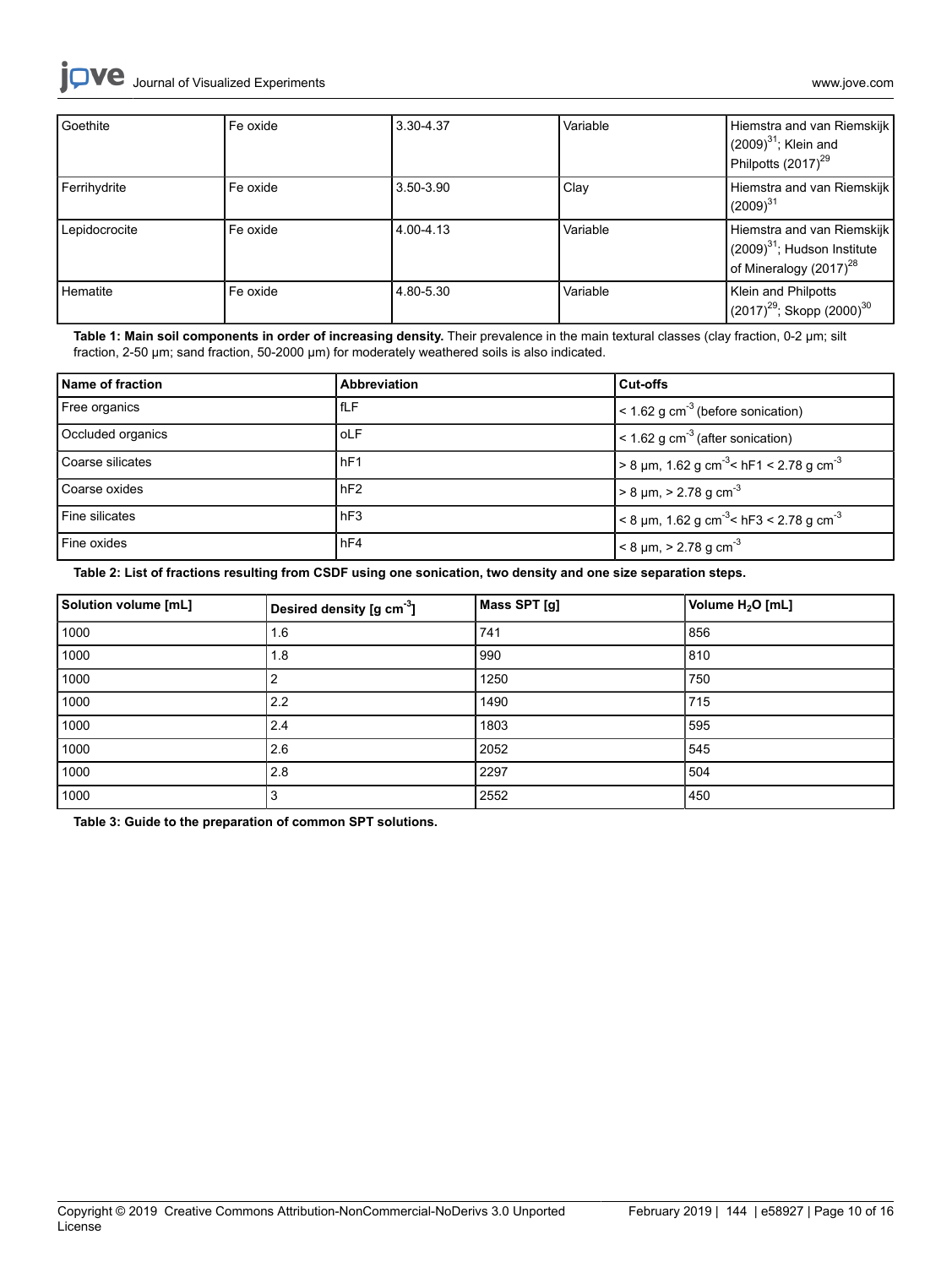| Goethite | Fe oxide | 3.30-4.37 | Variable | Hiemstra and van Riemskijk (2009)[31]; Klein and Philpotts (2017)[29] |
|---|---|---|---|---|
| Ferrihydrite | Fe oxide | 3.50-3.90 | Clay | Hiemstra and van Riemskijk (2009)[31] |
| Lepidocrocite | Fe oxide | 4.00-4.13 | Variable | Hiemstra and van Riemskijk (2009)[31]; Hudson Institute of Mineralogy (2017)[28] |
| Hematite | Fe oxide | 4.80-5.30 | Variable | Klein and Philpotts (2017)[29]; Skopp (2000)[30] |

**Table 1: Main soil components in order of increasing density.** Their prevalence in the main textural classes (clay fraction, 0-2 µm; silt fraction, 2-50 µm; sand fraction, 50-2000 µm) for moderately weathered soils is also indicated.

| Name of fraction | Abbreviation | Cut-offs |
|---|---|---|
| Free organics | fLF | < 1.62 g $cm^{-3}$ (before sonication) |
| Occluded organics | oLF | < 1.62 g $cm^{-3}$ (after sonication) |
| Coarse silicates | hF1 | > 8 µm, 1.62 g $cm^{-3}$< hF1 < 2.78 g $cm^{-3}$ |
| Coarse oxides | hF2 | > 8 µm, > 2.78 g $cm^{-3}$ |
| Fine silicates | hF3 | < 8 µm, 1.62 g $cm^{-3}$< hF3 < 2.78 g $cm^{-3}$ |
| Fine oxides | hF4 | < 8 µm, > 2.78 g $cm^{-3}$ |

**Table 2: List of fractions resulting from CSDF using one sonication, two density and one size separation steps.**

| Solution volume [mL] | Desired density [g $cm^{-3}$] | Mass SPT [g] | Volume $H_2O$ [mL] |
|---|---|---|---|
| 1000 | 1.6 | 741 | 856 |
| 1000 | 1.8 | 990 | 810 |
| 1000 | 2 | 1250 | 750 |
| 1000 | 2.2 | 1490 | 715 |
| 1000 | 2.4 | 1803 | 595 |
| 1000 | 2.6 | 2052 | 545 |
| 1000 | 2.8 | 2297 | 504 |
| 1000 | 3 | 2552 | 450 |

**Table 3: Guide to the preparation of common SPT solutions.**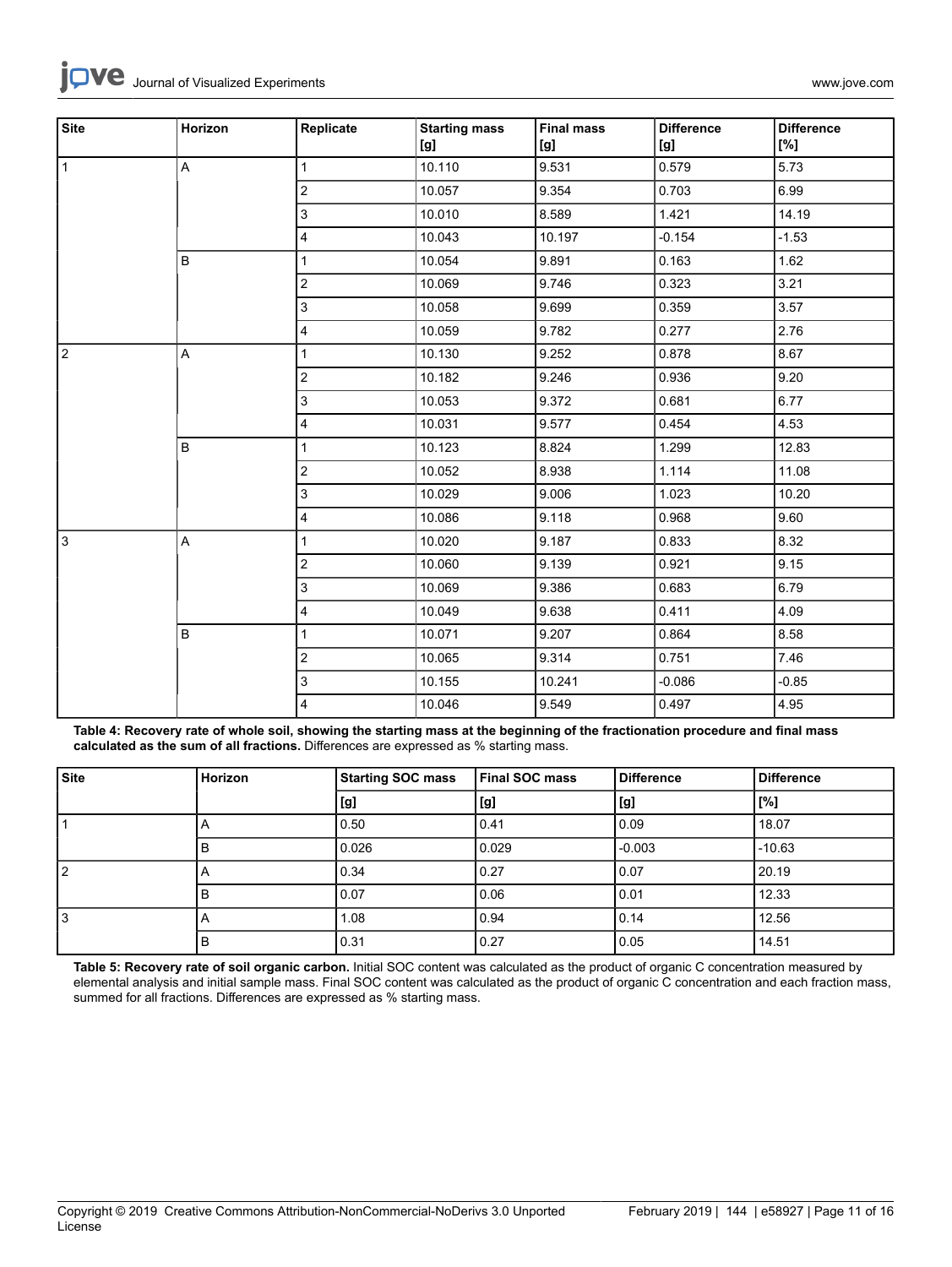| Site | Horizon | Replicate | Starting mass [g] | Final mass [g] | Difference [g] | Difference [%] |
|---|---|---|---|---|---|---|
| 1 | A | 1 | 10.110 | 9.531 | 0.579 | 5.73 |
| | | 2 | 10.057 | 9.354 | 0.703 | 6.99 |
| | | 3 | 10.010 | 8.589 | 1.421 | 14.19 |
| | | 4 | 10.043 | 10.197 | -0.154 | -1.53 |
| | B | 1 | 10.054 | 9.891 | 0.163 | 1.62 |
| | | 2 | 10.069 | 9.746 | 0.323 | 3.21 |
| | | 3 | 10.058 | 9.699 | 0.359 | 3.57 |
| | | 4 | 10.059 | 9.782 | 0.277 | 2.76 |
| 2 | A | 1 | 10.130 | 9.252 | 0.878 | 8.67 |
| | | 2 | 10.182 | 9.246 | 0.936 | 9.20 |
| | | 3 | 10.053 | 9.372 | 0.681 | 6.77 |
| | | 4 | 10.031 | 9.577 | 0.454 | 4.53 |
| | B | 1 | 10.123 | 8.824 | 1.299 | 12.83 |
| | | 2 | 10.052 | 8.938 | 1.114 | 11.08 |
| | | 3 | 10.029 | 9.006 | 1.023 | 10.20 |
| | | 4 | 10.086 | 9.118 | 0.968 | 9.60 |
| 3 | A | 1 | 10.020 | 9.187 | 0.833 | 8.32 |
| | | 2 | 10.060 | 9.139 | 0.921 | 9.15 |
| | | 3 | 10.069 | 9.386 | 0.683 | 6.79 |
| | | 4 | 10.049 | 9.638 | 0.411 | 4.09 |
| | B | 1 | 10.071 | 9.207 | 0.864 | 8.58 |
| | | 2 | 10.065 | 9.314 | 0.751 | 7.46 |
| | | 3 | 10.155 | 10.241 | -0.086 | -0.85 |
| | | 4 | 10.046 | 9.549 | 0.497 | 4.95 |

**Table 4: Recovery rate of whole soil, showing the starting mass at the beginning of the fractionation procedure and final mass calculated as the sum of all fractions.** Differences are expressed as % starting mass.

| Site | Horizon | Starting SOC mass | Final SOC mass | Difference | Difference |
|---|---|---|---|---|---|
| | | [g] | [g] | [g] | [%] |
| 1 | A | 0.50 | 0.41 | 0.09 | 18.07 |
| | B | 0.026 | 0.029 | -0.003 | -10.63 |
| 2 | A | 0.34 | 0.27 | 0.07 | 20.19 |
| | B | 0.07 | 0.06 | 0.01 | 12.33 |
| 3 | A | 1.08 | 0.94 | 0.14 | 12.56 |
| | B | 0.31 | 0.27 | 0.05 | 14.51 |

**Table 5: Recovery rate of soil organic carbon.** Initial SOC content was calculated as the product of organic C concentration measured by elemental analysis and initial sample mass. Final SOC content was calculated as the product of organic C concentration and each fraction mass, summed for all fractions. Differences are expressed as % starting mass.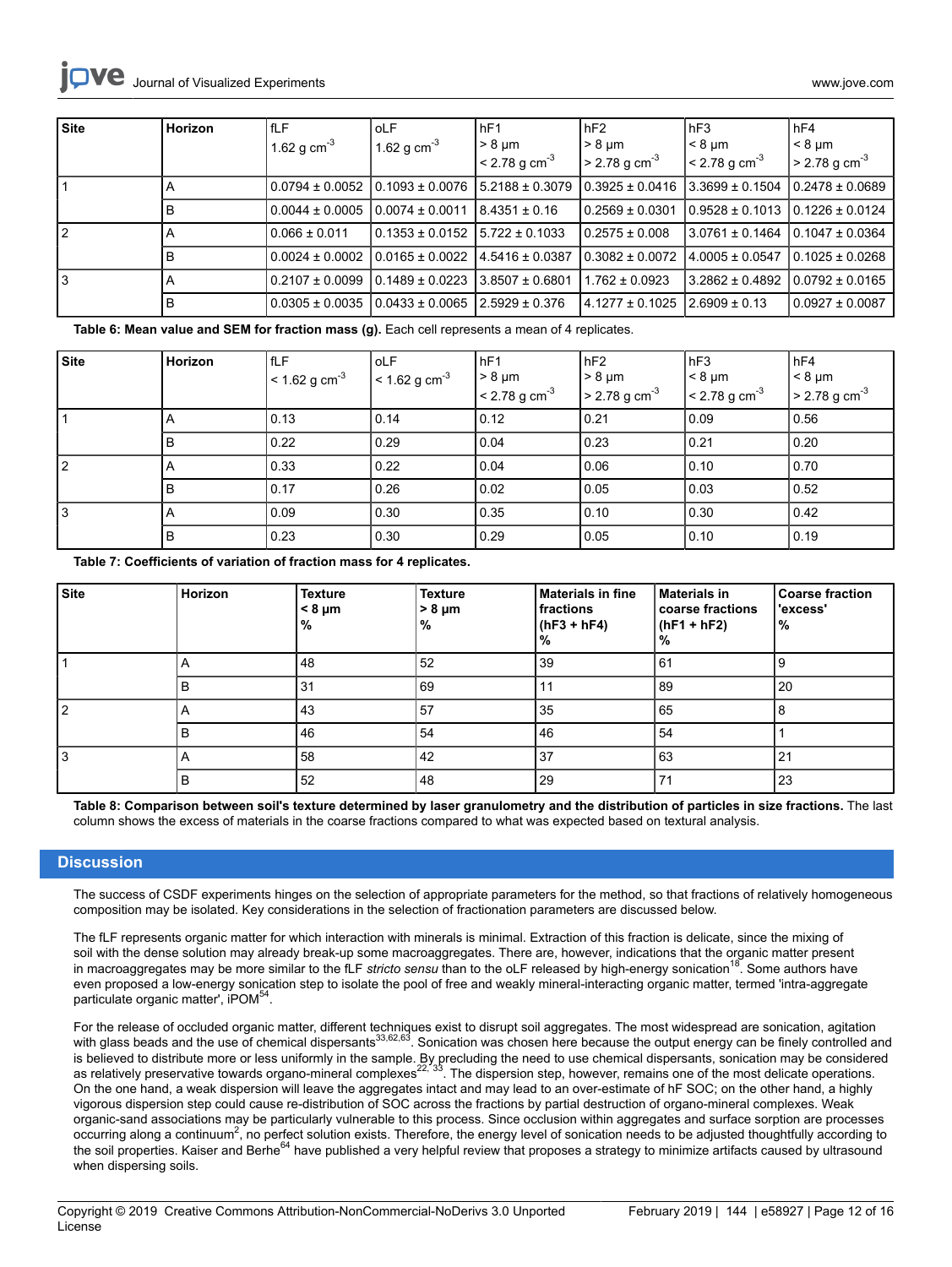| Site | Horizon | fLF 1.62 g cm$^{-3}$ | oLF 1.62 g cm$^{-3}$ | hF1 > 8 µm < 2.78 g cm$^{-3}$ | hF2 > 8 µm > 2.78 g cm$^{-3}$ | hF3 < 8 µm < 2.78 g cm$^{-3}$ | hF4 < 8 µm > 2.78 g cm$^{-3}$ |
|---|---|---|---|---|---|---|---|
| 1 | A | 0.0794 ± 0.0052 | 0.1093 ± 0.0076 | 5.2188 ± 0.3079 | 0.3925 ± 0.0416 | 3.3699 ± 0.1504 | 0.2478 ± 0.0689 |
| | B | 0.0044 ± 0.0005 | 0.0074 ± 0.0011 | 8.4351 ± 0.16 | 0.2569 ± 0.0301 | 0.9528 ± 0.1013 | 0.1226 ± 0.0124 |
| 2 | A | 0.066 ± 0.011 | 0.1353 ± 0.0152 | 5.722 ± 0.1033 | 0.2575 ± 0.008 | 3.0761 ± 0.1464 | 0.1047 ± 0.0364 |
| | B | 0.0024 ± 0.0002 | 0.0165 ± 0.0022 | 4.5416 ± 0.0387 | 0.3082 ± 0.0072 | 4.0005 ± 0.0547 | 0.1025 ± 0.0268 |
| 3 | A | 0.2107 ± 0.0099 | 0.1489 ± 0.0223 | 3.8507 ± 0.6801 | 1.762 ± 0.0923 | 3.2862 ± 0.4892 | 0.0792 ± 0.0165 |
| | B | 0.0305 ± 0.0035 | 0.0433 ± 0.0065 | 2.5929 ± 0.376 | 4.1277 ± 0.1025 | 2.6909 ± 0.13 | 0.0927 ± 0.0087 |

**Table 6: Mean value and SEM for fraction mass (g).** Each cell represents a mean of 4 replicates.

| Site | Horizon | fLF < 1.62 g cm$^{-3}$ | oLF < 1.62 g cm$^{-3}$ | hF1 > 8 µm < 2.78 g cm$^{-3}$ | hF2 > 8 µm > 2.78 g cm$^{-3}$ | hF3 < 8 µm < 2.78 g cm$^{-3}$ | hF4 < 8 µm > 2.78 g cm$^{-3}$ |
|---|---|---|---|---|---|---|---|
| 1 | A | 0.13 | 0.14 | 0.12 | 0.21 | 0.09 | 0.56 |
| | B | 0.22 | 0.29 | 0.04 | 0.23 | 0.21 | 0.20 |
| 2 | A | 0.33 | 0.22 | 0.04 | 0.06 | 0.10 | 0.70 |
| | B | 0.17 | 0.26 | 0.02 | 0.05 | 0.03 | 0.52 |
| 3 | A | 0.09 | 0.30 | 0.35 | 0.10 | 0.30 | 0.42 |
| | B | 0.23 | 0.30 | 0.29 | 0.05 | 0.10 | 0.19 |

**Table 7: Coefficients of variation of fraction mass for 4 replicates.**

| Site | Horizon | Texture < 8 µm % | Texture > 8 µm % | Materials in fine fractions (hF3 + hF4) % | Materials in coarse fractions (hF1 + hF2) % | Coarse fraction 'excess' % |
|---|---|---|---|---|---|---|
| 1 | A | 48 | 52 | 39 | 61 | 9 |
| | B | 31 | 69 | 11 | 89 | 20 |
| 2 | A | 43 | 57 | 35 | 65 | 8 |
| | B | 46 | 54 | 46 | 54 | 1 |
| 3 | A | 58 | 42 | 37 | 63 | 21 |
| | B | 52 | 48 | 29 | 71 | 23 |

**Table 8: Comparison between soil's texture determined by laser granulometry and the distribution of particles in size fractions.** The last column shows the excess of materials in the coarse fractions compared to what was expected based on textural analysis.

## Discussion

The success of CSDF experiments hinges on the selection of appropriate parameters for the method, so that fractions of relatively homogeneous composition may be isolated. Key considerations in the selection of fractionation parameters are discussed below.

The fLF represents organic matter for which interaction with minerals is minimal. Extraction of this fraction is delicate, since the mixing of soil with the dense solution may already break-up some macroaggregates. There are, however, indications that the organic matter present in macroaggregates may be more similar to the fLF *stricto sensu* than to the oLF released by high-energy sonication[18]. Some authors have even proposed a low-energy sonication step to isolate the pool of free and weakly mineral-interacting organic matter, termed 'intra-aggregate particulate organic matter', iPOM[54].

For the release of occluded organic matter, different techniques exist to disrupt soil aggregates. The most widespread are sonication, agitation with glass beads and the use of chemical dispersants[33,62,63]. Sonication was chosen here because the output energy can be finely controlled and is believed to distribute more or less uniformly in the sample. By precluding the need to use chemical dispersants, sonication may be considered as relatively preservative towards organo-mineral complexes[22,33]. The dispersion step, however, remains one of the most delicate operations. On the one hand, a weak dispersion will leave the aggregates intact and may lead to an over-estimate of hF SOC; on the other hand, a highly vigorous dispersion step could cause re-distribution of SOC across the fractions by partial destruction of organo-mineral complexes. Weak organic-sand associations may be particularly vulnerable to this process. Since occlusion within aggregates and surface sorption are processes occurring along a continuum[2], no perfect solution exists. Therefore, the energy level of sonication needs to be adjusted thoughtfully according to the soil properties. Kaiser and Berhe[64] have published a very helpful review that proposes a strategy to minimize artifacts caused by ultrasound when dispersing soils.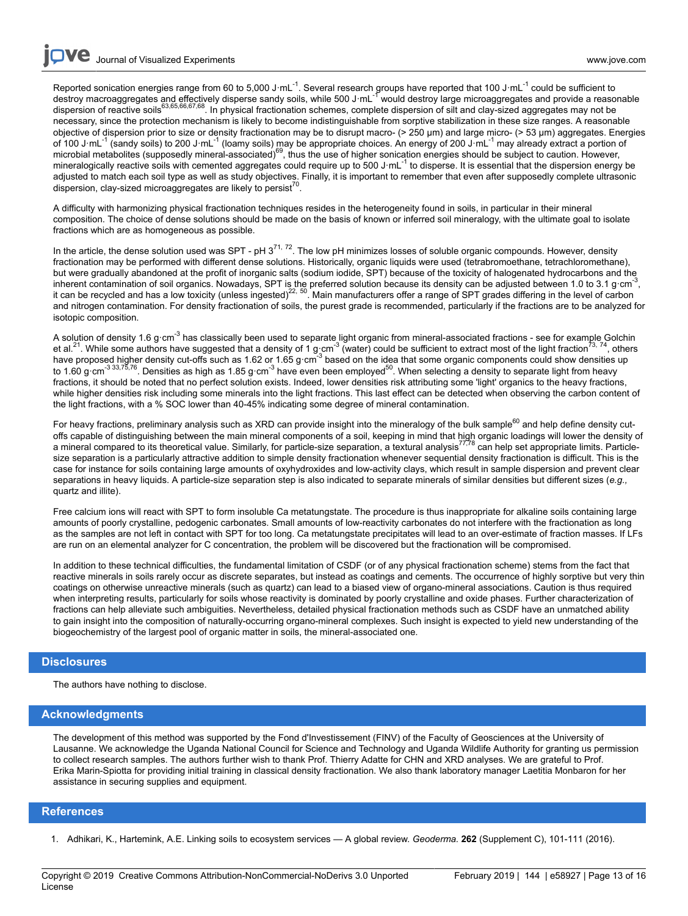Reported sonication energies range from 60 to 5,000 J·mL$^{-1}$. Several research groups have reported that 100 J·mL$^{-1}$ could be sufficient to destroy macroaggregates and effectively disperse sandy soils, while 500 J·mL$^{-1}$ would destroy large microaggregates and provide a reasonable dispersion of reactive soils[63,65,66,67,68]. In physical fractionation schemes, complete dispersion of silt and clay-sized aggregates may not be necessary, since the protection mechanism is likely to become indistinguishable from sorptive stabilization in these size ranges. A reasonable objective of dispersion prior to size or density fractionation may be to disrupt macro- (> 250 µm) and large micro- (> 53 µm) aggregates. Energies of 100 J·mL$^{-1}$ (sandy soils) to 200 J·mL$^{-1}$ (loamy soils) may be appropriate choices. An energy of 200 J·mL$^{-1}$ may already extract a portion of microbial metabolites (supposedly mineral-associated)[69], thus the use of higher sonication energies should be subject to caution. However, mineralogically reactive soils with cemented aggregates could require up to 500 J·mL$^{-1}$ to disperse. It is essential that the dispersion energy be adjusted to match each soil type as well as study objectives. Finally, it is important to remember that even after supposedly complete ultrasonic dispersion, clay-sized microaggregates are likely to persist[70].

A difficulty with harmonizing physical fractionation techniques resides in the heterogeneity found in soils, in particular in their mineral composition. The choice of dense solutions should be made on the basis of known or inferred soil mineralogy, with the ultimate goal to isolate fractions which are as homogeneous as possible.

In the article, the dense solution used was SPT - pH 3[71, 72]. The low pH minimizes losses of soluble organic compounds. However, density fractionation may be performed with different dense solutions. Historically, organic liquids were used (tetrabromoethane, tetrachloromethane), but were gradually abandoned at the profit of inorganic salts (sodium iodide, SPT) because of the toxicity of halogenated hydrocarbons and the inherent contamination of soil organics. Nowadays, SPT is the preferred solution because its density can be adjusted between 1.0 to 3.1 g·cm$^{-3}$, it can be recycled and has a low toxicity (unless ingested)[22, 50]. Main manufacturers offer a range of SPT grades differing in the level of carbon and nitrogen contamination. For density fractionation of soils, the purest grade is recommended, particularly if the fractions are to be analyzed for isotopic composition.

A solution of density 1.6 g·cm$^{-3}$ has classically been used to separate light organic from mineral-associated fractions - see for example Golchin et al.[21]. While some authors have suggested that a density of 1 g·cm$^{-3}$ (water) could be sufficient to extract most of the light fraction[73, 74], others have proposed higher density cut-offs such as 1.62 or 1.65 g·cm$^{-3}$ based on the idea that some organic components could show densities up to 1.60 g·cm$^{-3}$ [33,75,76]. Densities as high as 1.85 g·cm$^{-3}$ have even been employed[50]. When selecting a density to separate light from heavy fractions, it should be noted that no perfect solution exists. Indeed, lower densities risk attributing some 'light' organics to the heavy fractions, while higher densities risk including some minerals into the light fractions. This last effect can be detected when observing the carbon content of the light fractions, with a % SOC lower than 40-45% indicating some degree of mineral contamination.

For heavy fractions, preliminary analysis such as XRD can provide insight into the mineralogy of the bulk sample[60] and help define density cut-offs capable of distinguishing between the main mineral components of a soil, keeping in mind that high organic loadings will lower the density of a mineral compared to its theoretical value. Similarly, for particle-size separation, a textural analysis[77,78] can help set appropriate limits. Particle-size separation is a particularly attractive addition to simple density fractionation whenever sequential density fractionation is difficult. This is the case for instance for soils containing large amounts of oxyhydroxides and low-activity clays, which result in sample dispersion and prevent clear separations in heavy liquids. A particle-size separation step is also indicated to separate minerals of similar densities but different sizes (*e.g.*, quartz and illite).

Free calcium ions will react with SPT to form insoluble Ca metatungstate. The procedure is thus inappropriate for alkaline soils containing large amounts of poorly crystalline, pedogenic carbonates. Small amounts of low-reactivity carbonates do not interfere with the fractionation as long as the samples are not left in contact with SPT for too long. Ca metatungstate precipitates will lead to an over-estimate of fraction masses. If LFs are run on an elemental analyzer for C concentration, the problem will be discovered but the fractionation will be compromised.

In addition to these technical difficulties, the fundamental limitation of CSDF (or of any physical fractionation scheme) stems from the fact that reactive minerals in soils rarely occur as discrete separates, but instead as coatings and cements. The occurrence of highly sorptive but very thin coatings on otherwise unreactive minerals (such as quartz) can lead to a biased view of organo-mineral associations. Caution is thus required when interpreting results, particularly for soils whose reactivity is dominated by poorly crystalline and oxide phases. Further characterization of fractions can help alleviate such ambiguities. Nevertheless, detailed physical fractionation methods such as CSDF have an unmatched ability to gain insight into the composition of naturally-occurring organo-mineral complexes. Such insight is expected to yield new understanding of the biogeochemistry of the largest pool of organic matter in soils, the mineral-associated one.

## Disclosures

The authors have nothing to disclose.

## Acknowledgments

The development of this method was supported by the Fond d'Investissement (FINV) of the Faculty of Geosciences at the University of Lausanne. We acknowledge the Uganda National Council for Science and Technology and Uganda Wildlife Authority for granting us permission to collect research samples. The authors further wish to thank Prof. Thierry Adatte for CHN and XRD analyses. We are grateful to Prof. Erika Marin-Spiotta for providing initial training in classical density fractionation. We also thank laboratory manager Laetitia Monbaron for her assistance in securing supplies and equipment.

## References

1. Adhikari, K., Hartemink, A.E. Linking soils to ecosystem services — A global review. *Geoderma.* **262** (Supplement C), 101-111 (2016).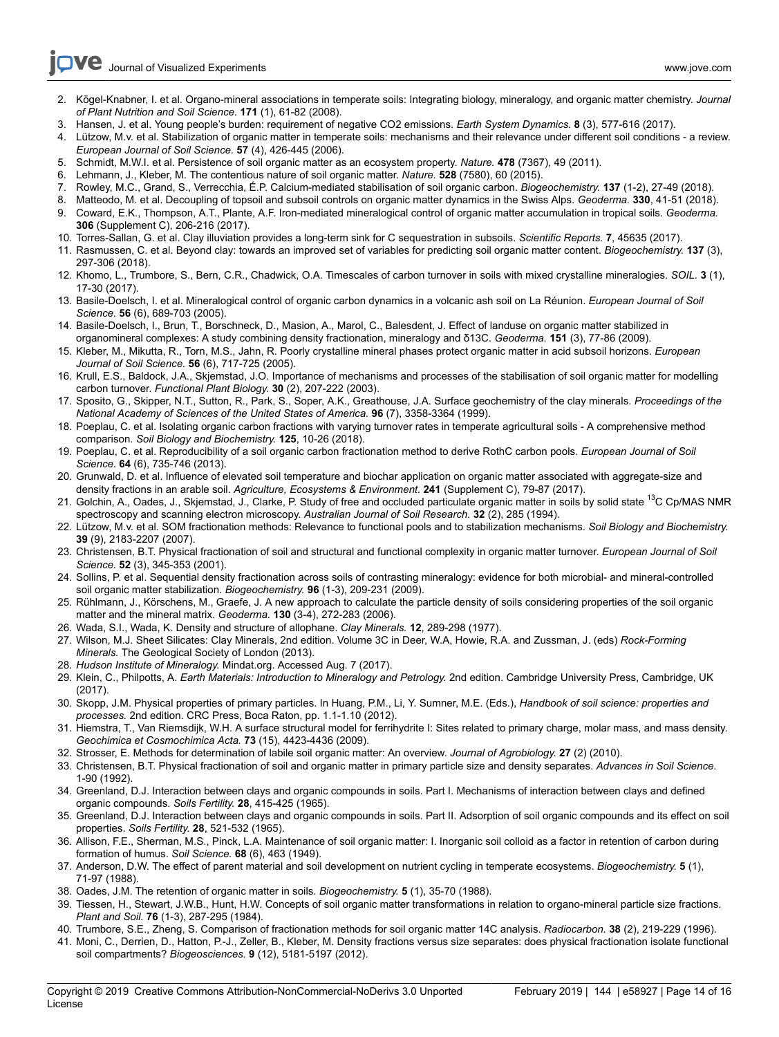2. Kögel-Knabner, I. et al. Organo-mineral associations in temperate soils: Integrating biology, mineralogy, and organic matter chemistry. *Journal of Plant Nutrition and Soil Science.* **171** (1), 61-82 (2008).
3. Hansen, J. et al. Young people's burden: requirement of negative CO2 emissions. *Earth System Dynamics.* **8** (3), 577-616 (2017).
4. Lützow, M.v. et al. Stabilization of organic matter in temperate soils: mechanisms and their relevance under different soil conditions - a review. *European Journal of Soil Science.* **57** (4), 426-445 (2006).
5. Schmidt, M.W.I. et al. Persistence of soil organic matter as an ecosystem property. *Nature.* **478** (7367), 49 (2011).
6. Lehmann, J., Kleber, M. The contentious nature of soil organic matter. *Nature.* **528** (7580), 60 (2015).
7. Rowley, M.C., Grand, S., Verrecchia, É.P. Calcium-mediated stabilisation of soil organic carbon. *Biogeochemistry.* **137** (1-2), 27-49 (2018).
8. Matteodo, M. et al. Decoupling of topsoil and subsoil controls on organic matter dynamics in the Swiss Alps. *Geoderma.* **330**, 41-51 (2018).
9. Coward, E.K., Thompson, A.T., Plante, A.F. Iron-mediated mineralogical control of organic matter accumulation in tropical soils. *Geoderma.* **306** (Supplement C), 206-216 (2017).
10. Torres-Sallan, G. et al. Clay illuviation provides a long-term sink for C sequestration in subsoils. *Scientific Reports.* **7**, 45635 (2017).
11. Rasmussen, C. et al. Beyond clay: towards an improved set of variables for predicting soil organic matter content. *Biogeochemistry.* **137** (3), 297-306 (2018).
12. Khomo, L., Trumbore, S., Bern, C.R., Chadwick, O.A. Timescales of carbon turnover in soils with mixed crystalline mineralogies. *SOIL.* **3** (1), 17-30 (2017).
13. Basile-Doelsch, I. et al. Mineralogical control of organic carbon dynamics in a volcanic ash soil on La Réunion. *European Journal of Soil Science.* **56** (6), 689-703 (2005).
14. Basile-Doelsch, I., Brun, T., Borschneck, D., Masion, A., Marol, C., Balesdent, J. Effect of landuse on organic matter stabilized in organomineral complexes: A study combining density fractionation, mineralogy and δ13C. *Geoderma.* **151** (3), 77-86 (2009).
15. Kleber, M., Mikutta, R., Torn, M.S., Jahn, R. Poorly crystalline mineral phases protect organic matter in acid subsoil horizons. *European Journal of Soil Science.* **56** (6), 717-725 (2005).
16. Krull, E.S., Baldock, J.A., Skjemstad, J.O. Importance of mechanisms and processes of the stabilisation of soil organic matter for modelling carbon turnover. *Functional Plant Biology.* **30** (2), 207-222 (2003).
17. Sposito, G., Skipper, N.T., Sutton, R., Park, S., Soper, A.K., Greathouse, J.A. Surface geochemistry of the clay minerals. *Proceedings of the National Academy of Sciences of the United States of America.* **96** (7), 3358-3364 (1999).
18. Poeplau, C. et al. Isolating organic carbon fractions with varying turnover rates in temperate agricultural soils - A comprehensive method comparison. *Soil Biology and Biochemistry.* **125**, 10-26 (2018).
19. Poeplau, C. et al. Reproducibility of a soil organic carbon fractionation method to derive RothC carbon pools. *European Journal of Soil Science.* **64** (6), 735-746 (2013).
20. Grunwald, D. et al. Influence of elevated soil temperature and biochar application on organic matter associated with aggregate-size and density fractions in an arable soil. *Agriculture, Ecosystems & Environment.* **241** (Supplement C), 79-87 (2017).
21. Golchin, A., Oades, J., Skjemstad, J., Clarke, P. Study of free and occluded particulate organic matter in soils by solid state $^{13}$C Cp/MAS NMR spectroscopy and scanning electron microscopy. *Australian Journal of Soil Research.* **32** (2), 285 (1994).
22. Lützow, M.v. et al. SOM fractionation methods: Relevance to functional pools and to stabilization mechanisms. *Soil Biology and Biochemistry.* **39** (9), 2183-2207 (2007).
23. Christensen, B.T. Physical fractionation of soil and structural and functional complexity in organic matter turnover. *European Journal of Soil Science.* **52** (3), 345-353 (2001).
24. Sollins, P. et al. Sequential density fractionation across soils of contrasting mineralogy: evidence for both microbial- and mineral-controlled soil organic matter stabilization. *Biogeochemistry.* **96** (1-3), 209-231 (2009).
25. Rühlmann, J., Körschens, M., Graefe, J. A new approach to calculate the particle density of soils considering properties of the soil organic matter and the mineral matrix. *Geoderma.* **130** (3-4), 272-283 (2006).
26. Wada, S.I., Wada, K. Density and structure of allophane. *Clay Minerals.* **12**, 289-298 (1977).
27. Wilson, M.J. Sheet Silicates: Clay Minerals, 2nd edition. Volume 3C in Deer, W.A, Howie, R.A. and Zussman, J. (eds) *Rock-Forming Minerals.* The Geological Society of London (2013).
28. *Hudson Institute of Mineralogy.* Mindat.org. Accessed Aug. 7 (2017).
29. Klein, C., Philpotts, A. *Earth Materials: Introduction to Mineralogy and Petrology.* 2nd edition. Cambridge University Press, Cambridge, UK (2017).
30. Skopp, J.M. Physical properties of primary particles. In Huang, P.M., Li, Y. Sumner, M.E. (Eds.), *Handbook of soil science: properties and processes.* 2nd edition. CRC Press, Boca Raton, pp. 1.1-1.10 (2012).
31. Hiemstra, T., Van Riemsdijk, W.H. A surface structural model for ferrihydrite I: Sites related to primary charge, molar mass, and mass density. *Geochimica et Cosmochimica Acta.* **73** (15), 4423-4436 (2009).
32. Strosser, E. Methods for determination of labile soil organic matter: An overview. *Journal of Agrobiology.* **27** (2) (2010).
33. Christensen, B.T. Physical fractionation of soil and organic matter in primary particle size and density separates. *Advances in Soil Science.* 1-90 (1992).
34. Greenland, D.J. Interaction between clays and organic compounds in soils. Part I. Mechanisms of interaction between clays and defined organic compounds. *Soils Fertility.* **28**, 415-425 (1965).
35. Greenland, D.J. Interaction between clays and organic compounds in soils. Part II. Adsorption of soil organic compounds and its effect on soil properties. *Soils Fertility.* **28**, 521-532 (1965).
36. Allison, F.E., Sherman, M.S., Pinck, L.A. Maintenance of soil organic matter: I. Inorganic soil colloid as a factor in retention of carbon during formation of humus. *Soil Science.* **68** (6), 463 (1949).
37. Anderson, D.W. The effect of parent material and soil development on nutrient cycling in temperate ecosystems. *Biogeochemistry.* **5** (1), 71-97 (1988).
38. Oades, J.M. The retention of organic matter in soils. *Biogeochemistry.* **5** (1), 35-70 (1988).
39. Tiessen, H., Stewart, J.W.B., Hunt, H.W. Concepts of soil organic matter transformations in relation to organo-mineral particle size fractions. *Plant and Soil.* **76** (1-3), 287-295 (1984).
40. Trumbore, S.E., Zheng, S. Comparison of fractionation methods for soil organic matter 14C analysis. *Radiocarbon.* **38** (2), 219-229 (1996).
41. Moni, C., Derrien, D., Hatton, P.-J., Zeller, B., Kleber, M. Density fractions versus size separates: does physical fractionation isolate functional soil compartments? *Biogeosciences.* **9** (12), 5181-5197 (2012).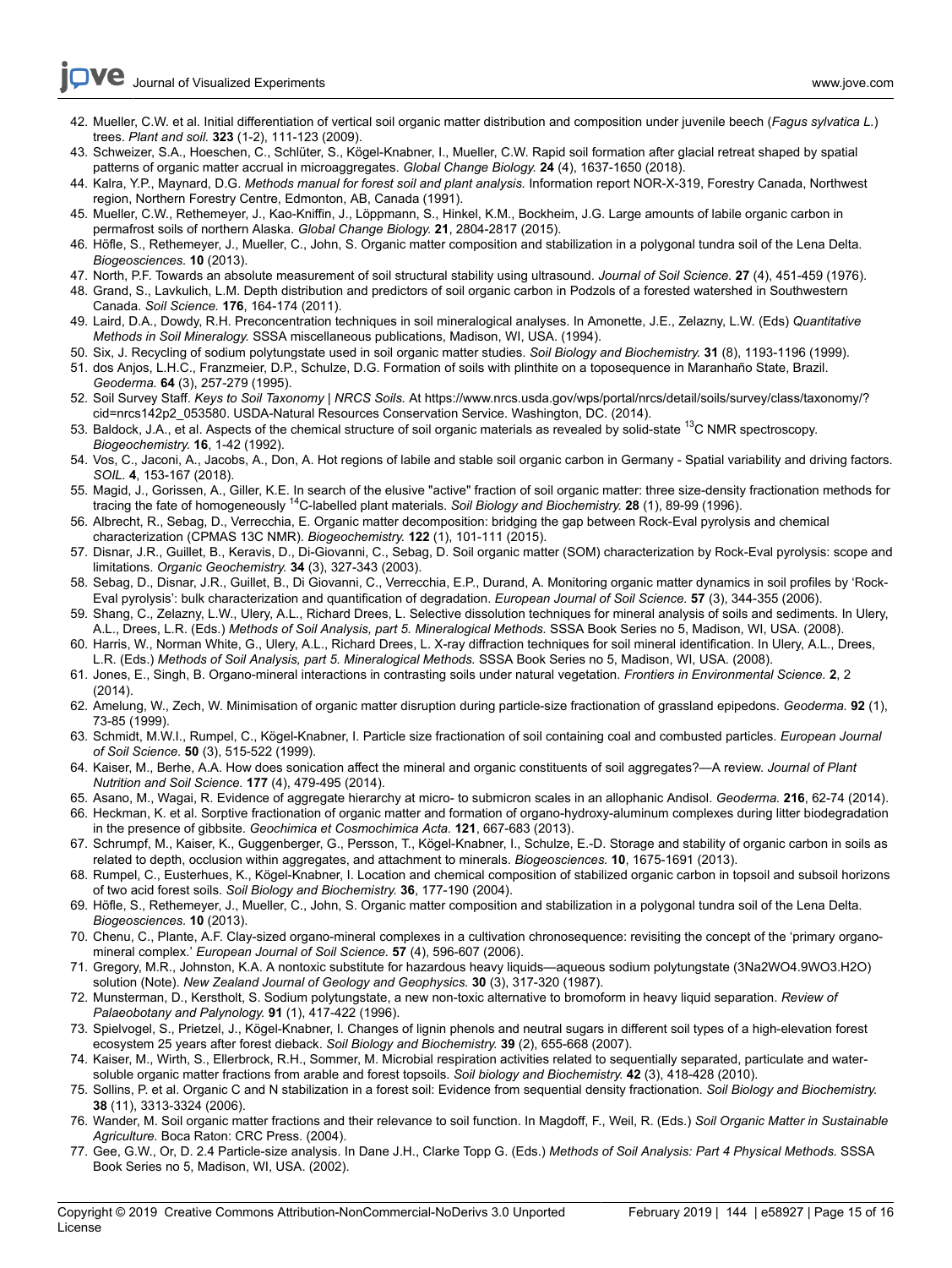42. Mueller, C.W. et al. Initial differentiation of vertical soil organic matter distribution and composition under juvenile beech (*Fagus sylvatica L.*) trees. *Plant and soil.* **323** (1-2), 111-123 (2009).
43. Schweizer, S.A., Hoeschen, C., Schlüter, S., Kögel-Knabner, I., Mueller, C.W. Rapid soil formation after glacial retreat shaped by spatial patterns of organic matter accrual in microaggregates. *Global Change Biology.* **24** (4), 1637-1650 (2018).
44. Kalra, Y.P., Maynard, D.G. *Methods manual for forest soil and plant analysis.* Information report NOR-X-319, Forestry Canada, Northwest region, Northern Forestry Centre, Edmonton, AB, Canada (1991).
45. Mueller, C.W., Rethemeyer, J., Kao-Kniffin, J., Löppmann, S., Hinkel, K.M., Bockheim, J.G. Large amounts of labile organic carbon in permafrost soils of northern Alaska. *Global Change Biology.* **21**, 2804-2817 (2015).
46. Höfle, S., Rethemeyer, J., Mueller, C., John, S. Organic matter composition and stabilization in a polygonal tundra soil of the Lena Delta. *Biogeosciences.* **10** (2013).
47. North, P.F. Towards an absolute measurement of soil structural stability using ultrasound. *Journal of Soil Science.* **27** (4), 451-459 (1976).
48. Grand, S., Lavkulich, L.M. Depth distribution and predictors of soil organic carbon in Podzols of a forested watershed in Southwestern Canada. *Soil Science.* **176**, 164-174 (2011).
49. Laird, D.A., Dowdy, R.H. Preconcentration techniques in soil mineralogical analyses. In Amonette, J.E., Zelazny, L.W. (Eds) *Quantitative Methods in Soil Mineralogy.* SSSA miscellaneous publications, Madison, WI, USA. (1994).
50. Six, J. Recycling of sodium polytungstate used in soil organic matter studies. *Soil Biology and Biochemistry.* **31** (8), 1193-1196 (1999).
51. dos Anjos, L.H.C., Franzmeier, D.P., Schulze, D.G. Formation of soils with plinthite on a toposequence in Maranhaño State, Brazil. *Geoderma.* **64** (3), 257-279 (1995).
52. Soil Survey Staff. *Keys to Soil Taxonomy | NRCS Soils.* At https://www.nrcs.usda.gov/wps/portal/nrcs/detail/soils/survey/class/taxonomy/?cid=nrcs142p2_053580. USDA-Natural Resources Conservation Service. Washington, DC. (2014).
53. Baldock, J.A., et al. Aspects of the chemical structure of soil organic materials as revealed by solid-state $^{13}$C NMR spectroscopy. *Biogeochemistry.* **16**, 1-42 (1992).
54. Vos, C., Jaconi, A., Jacobs, A., Don, A. Hot regions of labile and stable soil organic carbon in Germany - Spatial variability and driving factors. *SOIL.* **4**, 153-167 (2018).
55. Magid, J., Gorissen, A., Giller, K.E. In search of the elusive "active" fraction of soil organic matter: three size-density fractionation methods for tracing the fate of homogeneously $^{14}$C-labelled plant materials. *Soil Biology and Biochemistry.* **28** (1), 89-99 (1996).
56. Albrecht, R., Sebag, D., Verrecchia, E. Organic matter decomposition: bridging the gap between Rock-Eval pyrolysis and chemical characterization (CPMAS 13C NMR). *Biogeochemistry.* **122** (1), 101-111 (2015).
57. Disnar, J.R., Guillet, B., Keravis, D., Di-Giovanni, C., Sebag, D. Soil organic matter (SOM) characterization by Rock-Eval pyrolysis: scope and limitations. *Organic Geochemistry.* **34** (3), 327-343 (2003).
58. Sebag, D., Disnar, J.R., Guillet, B., Di Giovanni, C., Verrecchia, E.P., Durand, A. Monitoring organic matter dynamics in soil profiles by 'Rock-Eval pyrolysis': bulk characterization and quantification of degradation. *European Journal of Soil Science.* **57** (3), 344-355 (2006).
59. Shang, C., Zelazny, L.W., Ulery, A.L., Richard Drees, L. Selective dissolution techniques for mineral analysis of soils and sediments. In Ulery, A.L., Drees, L.R. (Eds.) *Methods of Soil Analysis, part 5. Mineralogical Methods.* SSSA Book Series no 5, Madison, WI, USA. (2008).
60. Harris, W., Norman White, G., Ulery, A.L., Richard Drees, L. X-ray diffraction techniques for soil mineral identification. In Ulery, A.L., Drees, L.R. (Eds.) *Methods of Soil Analysis, part 5. Mineralogical Methods.* SSSA Book Series no 5, Madison, WI, USA. (2008).
61. Jones, E., Singh, B. Organo-mineral interactions in contrasting soils under natural vegetation. *Frontiers in Environmental Science.* **2**, 2 (2014).
62. Amelung, W., Zech, W. Minimisation of organic matter disruption during particle-size fractionation of grassland epipedons. *Geoderma.* **92** (1), 73-85 (1999).
63. Schmidt, M.W.I., Rumpel, C., Kögel-Knabner, I. Particle size fractionation of soil containing coal and combusted particles. *European Journal of Soil Science.* **50** (3), 515-522 (1999).
64. Kaiser, M., Berhe, A.A. How does sonication affect the mineral and organic constituents of soil aggregates?—A review. *Journal of Plant Nutrition and Soil Science.* **177** (4), 479-495 (2014).
65. Asano, M., Wagai, R. Evidence of aggregate hierarchy at micro- to submicron scales in an allophanic Andisol. *Geoderma.* **216**, 62-74 (2014).
66. Heckman, K. et al. Sorptive fractionation of organic matter and formation of organo-hydroxy-aluminum complexes during litter biodegradation in the presence of gibbsite. *Geochimica et Cosmochimica Acta.* **121**, 667-683 (2013).
67. Schrumpf, M., Kaiser, K., Guggenberger, G., Persson, T., Kögel-Knabner, I., Schulze, E.-D. Storage and stability of organic carbon in soils as related to depth, occlusion within aggregates, and attachment to minerals. *Biogeosciences.* **10**, 1675-1691 (2013).
68. Rumpel, C., Eusterhues, K., Kögel-Knabner, I. Location and chemical composition of stabilized organic carbon in topsoil and subsoil horizons of two acid forest soils. *Soil Biology and Biochemistry.* **36**, 177-190 (2004).
69. Höfle, S., Rethemeyer, J., Mueller, C., John, S. Organic matter composition and stabilization in a polygonal tundra soil of the Lena Delta. *Biogeosciences.* **10** (2013).
70. Chenu, C., Plante, A.F. Clay-sized organo-mineral complexes in a cultivation chronosequence: revisiting the concept of the 'primary organo-mineral complex.' *European Journal of Soil Science.* **57** (4), 596-607 (2006).
71. Gregory, M.R., Johnston, K.A. A nontoxic substitute for hazardous heavy liquids—aqueous sodium polytungstate (3Na2WO4.9WO3.H2O) solution (Note). *New Zealand Journal of Geology and Geophysics.* **30** (3), 317-320 (1987).
72. Munsterman, D., Kerstholt, S. Sodium polytungstate, a new non-toxic alternative to bromoform in heavy liquid separation. *Review of Palaeobotany and Palynology.* **91** (1), 417-422 (1996).
73. Spielvogel, S., Prietzel, J., Kögel-Knabner, I. Changes of lignin phenols and neutral sugars in different soil types of a high-elevation forest ecosystem 25 years after forest dieback. *Soil Biology and Biochemistry.* **39** (2), 655-668 (2007).
74. Kaiser, M., Wirth, S., Ellerbrock, R.H., Sommer, M. Microbial respiration activities related to sequentially separated, particulate and water-soluble organic matter fractions from arable and forest topsoils. *Soil biology and Biochemistry.* **42** (3), 418-428 (2010).
75. Sollins, P. et al. Organic C and N stabilization in a forest soil: Evidence from sequential density fractionation. *Soil Biology and Biochemistry.* **38** (11), 3313-3324 (2006).
76. Wander, M. Soil organic matter fractions and their relevance to soil function. In Magdoff, F., Weil, R. (Eds.) *Soil Organic Matter in Sustainable Agriculture.* Boca Raton: CRC Press. (2004).
77. Gee, G.W., Or, D. 2.4 Particle-size analysis. In Dane J.H., Clarke Topp G. (Eds.) *Methods of Soil Analysis: Part 4 Physical Methods.* SSSA Book Series no 5, Madison, WI, USA. (2002).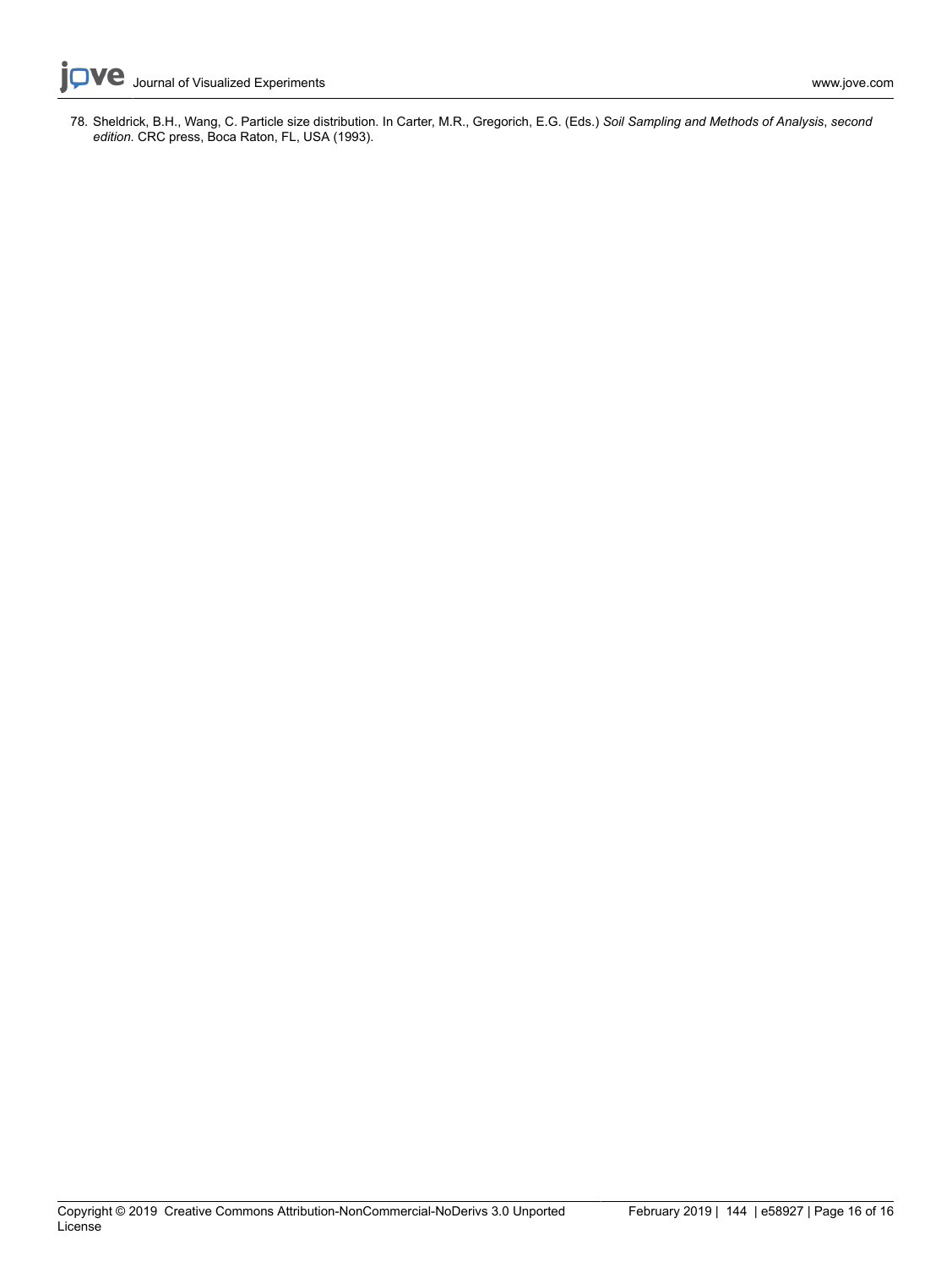78. Sheldrick, B.H., Wang, C. Particle size distribution. In Carter, M.R., Gregorich, E.G. (Eds.) *Soil Sampling and Methods of Analysis*, *second edition.* CRC press, Boca Raton, FL, USA (1993).